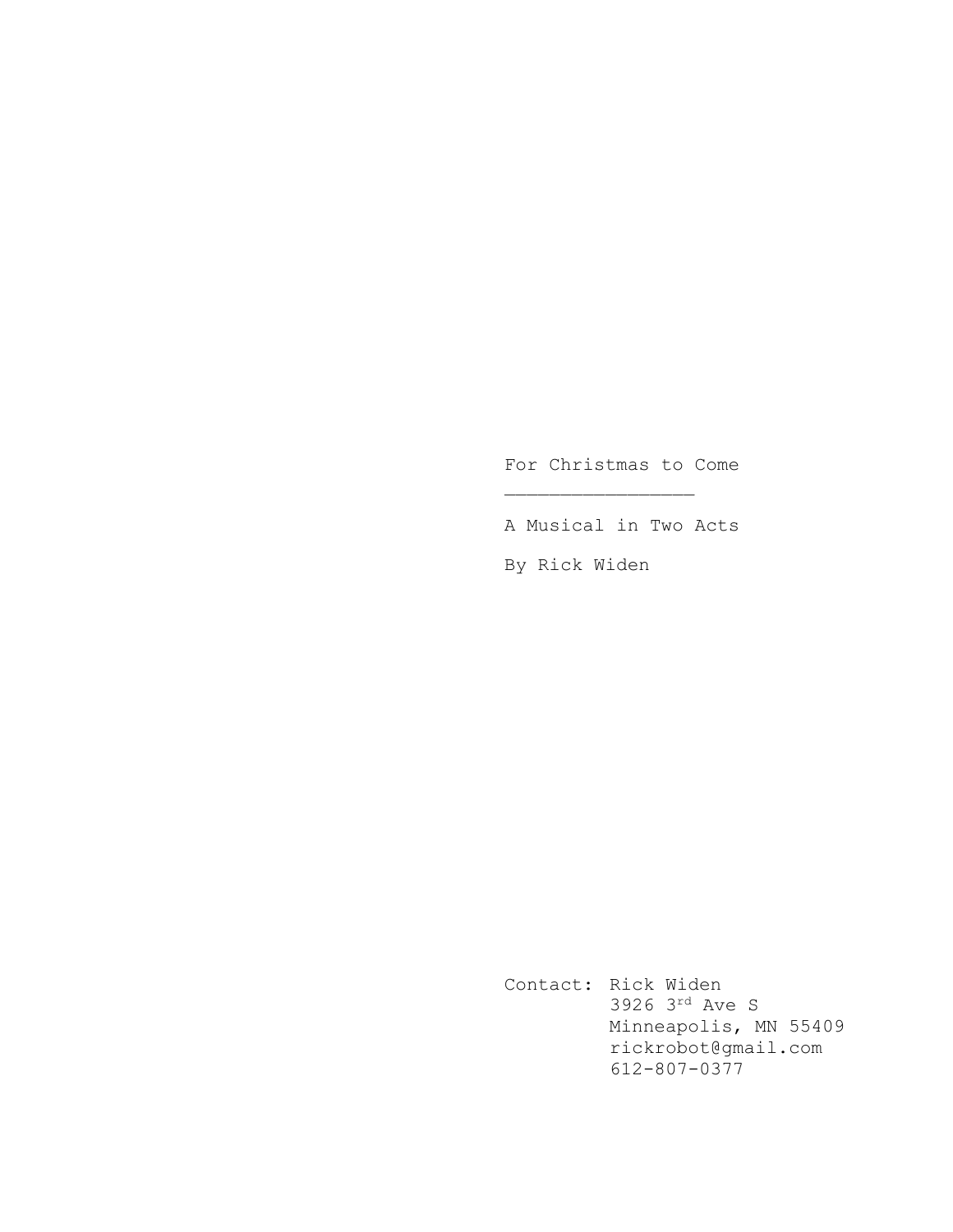# For Christmas to Come

A Musical in Two Acts

By Rick Widen

Contact: Rick Widen
3926 3rd Ave S
Minneapolis, MN 55409
rickrobot@gmail.com
612-807-0377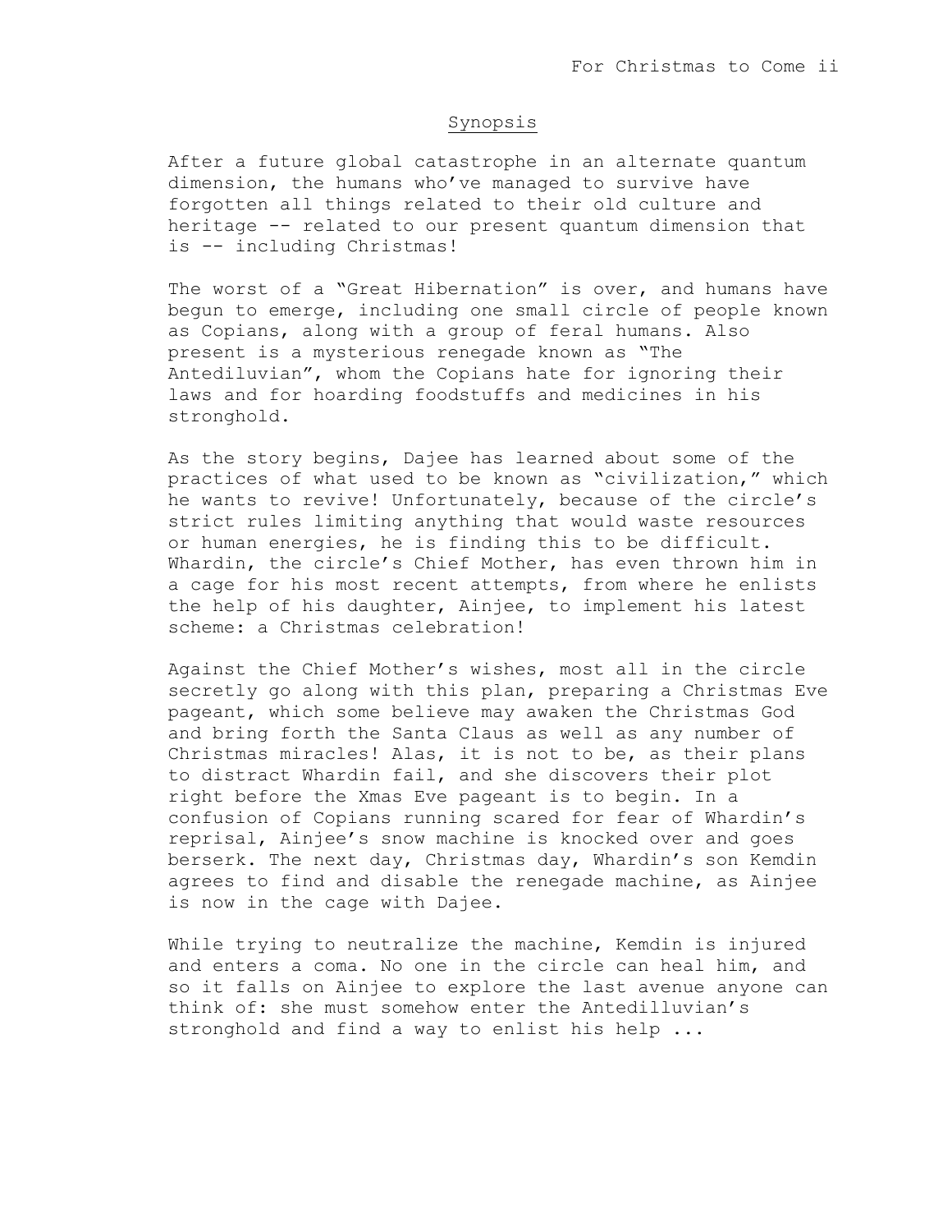## Synopsis

After a future global catastrophe in an alternate quantum dimension, the humans who've managed to survive have forgotten all things related to their old culture and heritage -- related to our present quantum dimension that is -- including Christmas!

The worst of a "Great Hibernation" is over, and humans have begun to emerge, including one small circle of people known as Copians, along with a group of feral humans. Also present is a mysterious renegade known as "The Antediluvian", whom the Copians hate for ignoring their laws and for hoarding foodstuffs and medicines in his stronghold.

As the story begins, Dajee has learned about some of the practices of what used to be known as "civilization," which he wants to revive! Unfortunately, because of the circle's strict rules limiting anything that would waste resources or human energies, he is finding this to be difficult. Whardin, the circle's Chief Mother, has even thrown him in a cage for his most recent attempts, from where he enlists the help of his daughter, Ainjee, to implement his latest scheme: a Christmas celebration!

Against the Chief Mother's wishes, most all in the circle secretly go along with this plan, preparing a Christmas Eve pageant, which some believe may awaken the Christmas God and bring forth the Santa Claus as well as any number of Christmas miracles! Alas, it is not to be, as their plans to distract Whardin fail, and she discovers their plot right before the Xmas Eve pageant is to begin. In a confusion of Copians running scared for fear of Whardin's reprisal, Ainjee's snow machine is knocked over and goes berserk. The next day, Christmas day, Whardin's son Kemdin agrees to find and disable the renegade machine, as Ainjee is now in the cage with Dajee.

While trying to neutralize the machine, Kemdin is injured and enters a coma. No one in the circle can heal him, and so it falls on Ainjee to explore the last avenue anyone can think of: she must somehow enter the Antedilluvian's stronghold and find a way to enlist his help ...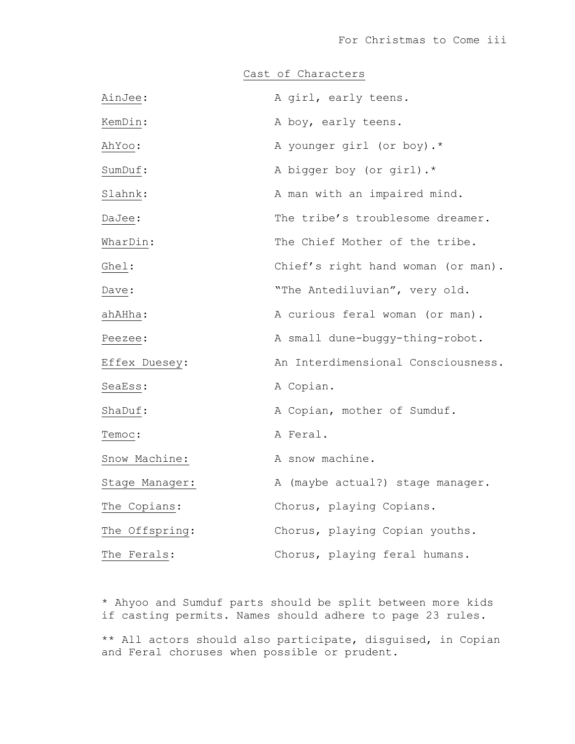## Cast of Characters

| | |
|---|---|
| AinJee: | A girl, early teens. |
| KemDin: | A boy, early teens. |
| AhYoo: | A younger girl (or boy).* |
| SumDuf: | A bigger boy (or girl).* |
| Slahnk: | A man with an impaired mind. |
| DaJee: | The tribe's troublesome dreamer. |
| WharDin: | The Chief Mother of the tribe. |
| Ghel: | Chief's right hand woman (or man). |
| Dave: | "The Antediluvian", very old. |
| ahAHha: | A curious feral woman (or man). |
| Peezee: | A small dune-buggy-thing-robot. |
| Effex Duesey: | An Interdimensional Consciousness. |
| SeaEss: | A Copian. |
| ShaDuf: | A Copian, mother of Sumduf. |
| Temoc: | A Feral. |
| Snow Machine: | A snow machine. |
| Stage Manager: | A (maybe actual?) stage manager. |
| The Copians: | Chorus, playing Copians. |
| The Offspring: | Chorus, playing Copian youths. |
| The Ferals: | Chorus, playing feral humans. |

* Ahyoo and Sumduf parts should be split between more kids if casting permits. Names should adhere to page 23 rules.

** All actors should also participate, disguised, in Copian and Feral choruses when possible or prudent.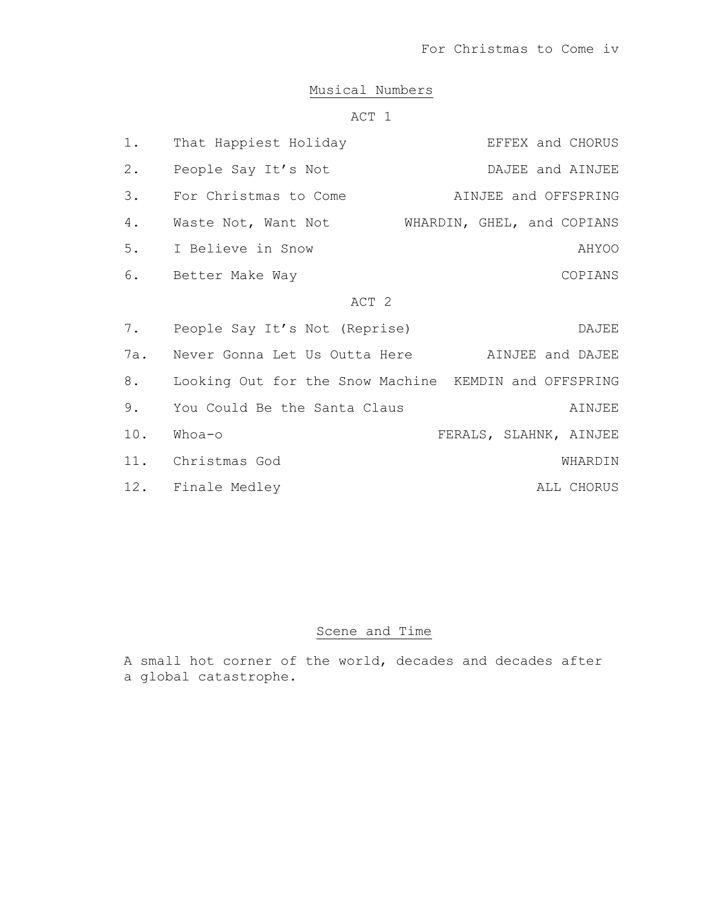## Musical Numbers

### ACT 1

| | | |
|---|---|---|
| 1. | That Happiest Holiday | EFFEX and CHORUS |
| 2. | People Say It's Not | DAJEE and AINJEE |
| 3. | For Christmas to Come | AINJEE and OFFSPRING |
| 4. | Waste Not, Want Not | WHARDIN, GHEL, and COPIANS |
| 5. | I Believe in Snow | AHYOO |
| 6. | Better Make Way | COPIANS |

### ACT 2

| | | |
|---|---|---|
| 7. | People Say It's Not (Reprise) | DAJEE |
| 7a. | Never Gonna Let Us Outta Here | AINJEE and DAJEE |
| 8. | Looking Out for the Snow Machine | KEMDIN and OFFSPRING |
| 9. | You Could Be the Santa Claus | AINJEE |
| 10. | Whoa-o | FERALS, SLAHNK, AINJEE |
| 11. | Christmas God | WHARDIN |
| 12. | Finale Medley | ALL CHORUS |

## Scene and Time

A small hot corner of the world, decades and decades after a global catastrophe.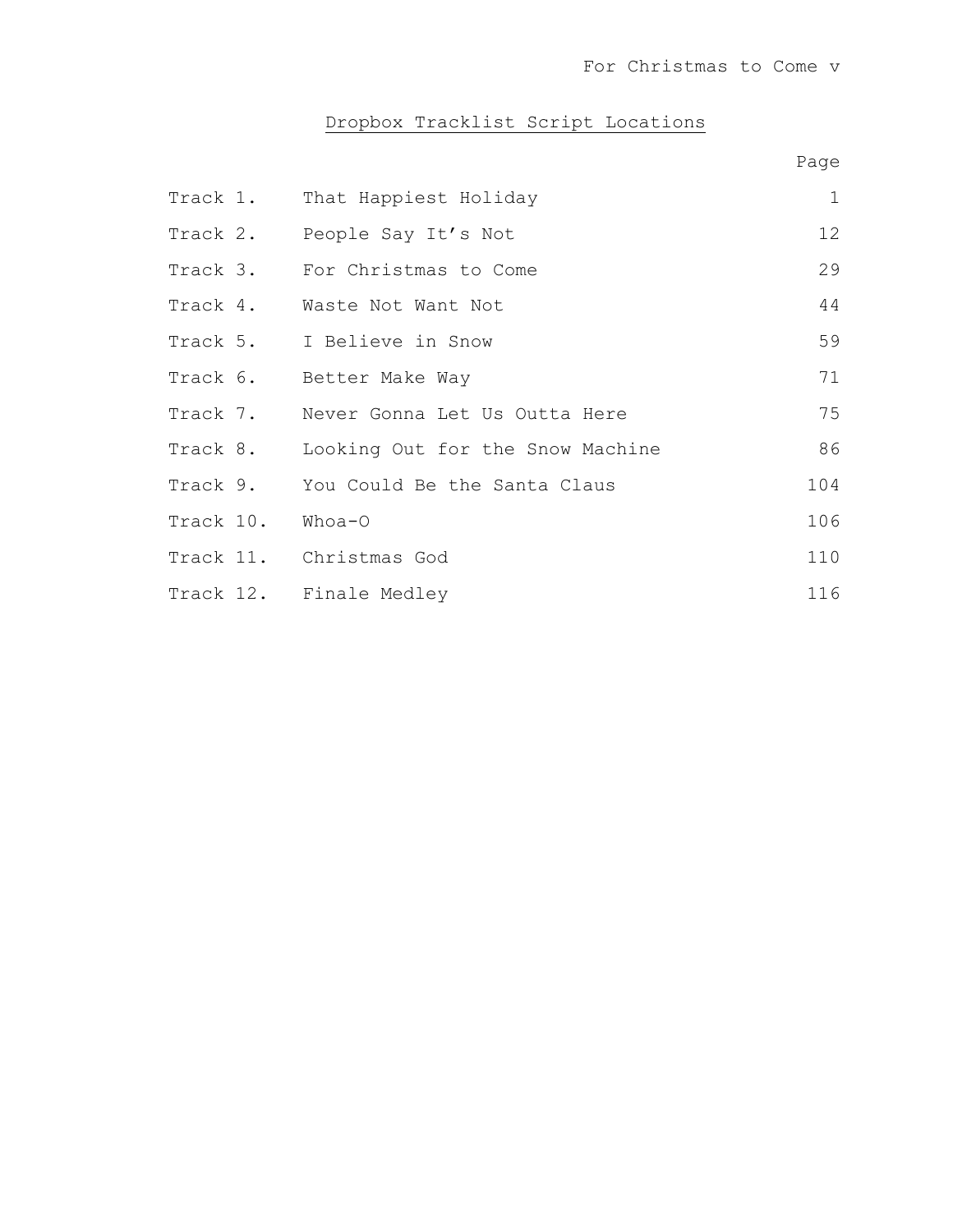# Dropbox Tracklist Script Locations

| | | Page |
|---|---|---|
| Track 1. | That Happiest Holiday | 1 |
| Track 2. | People Say It's Not | 12 |
| Track 3. | For Christmas to Come | 29 |
| Track 4. | Waste Not Want Not | 44 |
| Track 5. | I Believe in Snow | 59 |
| Track 6. | Better Make Way | 71 |
| Track 7. | Never Gonna Let Us Outta Here | 75 |
| Track 8. | Looking Out for the Snow Machine | 86 |
| Track 9. | You Could Be the Santa Claus | 104 |
| Track 10. | Whoa-O | 106 |
| Track 11. | Christmas God | 110 |
| Track 12. | Finale Medley | 116 |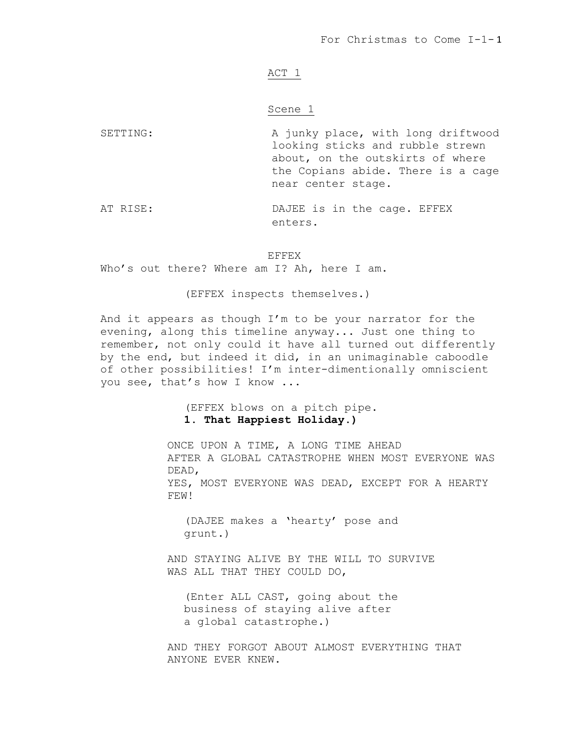ACT 1

Scene 1

SETTING: A junky place, with long driftwood looking sticks and rubble strewn about, on the outskirts of where the Copians abide. There is a cage near center stage.

AT RISE: DAJEE is in the cage. EFFEX enters.

EFFEX

Who's out there? Where am I? Ah, here I am.

(EFFEX inspects themselves.)

And it appears as though I'm to be your narrator for the evening, along this timeline anyway... Just one thing to remember, not only could it have all turned out differently by the end, but indeed it did, in an unimaginable caboodle of other possibilities! I'm inter-dimentionally omniscient you see, that's how I know ...

(EFFEX blows on a pitch pipe.
**1. That Happiest Holiday.**)

ONCE UPON A TIME, A LONG TIME AHEAD
AFTER A GLOBAL CATASTROPHE WHEN MOST EVERYONE WAS DEAD,
YES, MOST EVERYONE WAS DEAD, EXCEPT FOR A HEARTY FEW!

(DAJEE makes a 'hearty' pose and grunt.)

AND STAYING ALIVE BY THE WILL TO SURVIVE
WAS ALL THAT THEY COULD DO,

(Enter ALL CAST, going about the business of staying alive after a global catastrophe.)

AND THEY FORGOT ABOUT ALMOST EVERYTHING THAT ANYONE EVER KNEW.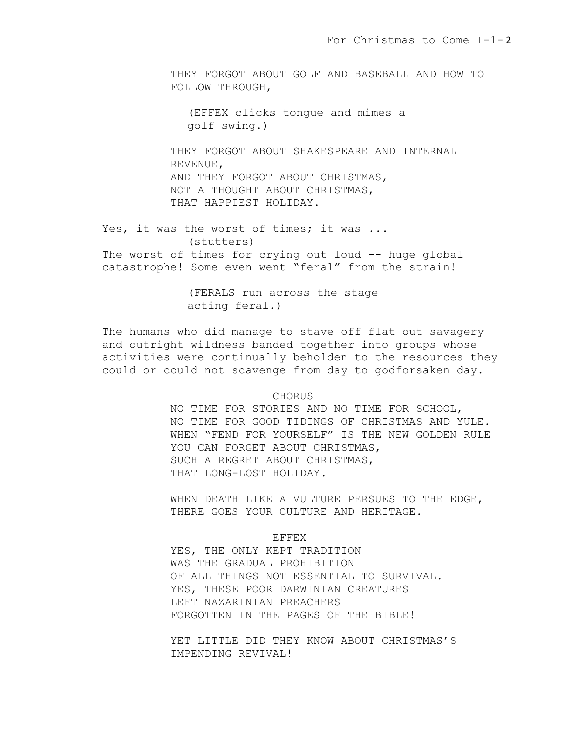THEY FORGOT ABOUT GOLF AND BASEBALL AND HOW TO FOLLOW THROUGH,

(EFFEX clicks tongue and mimes a golf swing.)

THEY FORGOT ABOUT SHAKESPEARE AND INTERNAL REVENUE,
AND THEY FORGOT ABOUT CHRISTMAS,
NOT A THOUGHT ABOUT CHRISTMAS,
THAT HAPPIEST HOLIDAY.

Yes, it was the worst of times; it was ...

(stutters)

The worst of times for crying out loud -- huge global catastrophe! Some even went “feral” from the strain!

(FERALS run across the stage acting feral.)

The humans who did manage to stave off flat out savagery and outright wildness banded together into groups whose activities were continually beholden to the resources they could or could not scavenge from day to godforsaken day.

CHORUS

NO TIME FOR STORIES AND NO TIME FOR SCHOOL,
NO TIME FOR GOOD TIDINGS OF CHRISTMAS AND YULE.
WHEN “FEND FOR YOURSELF” IS THE NEW GOLDEN RULE
YOU CAN FORGET ABOUT CHRISTMAS,
SUCH A REGRET ABOUT CHRISTMAS,
THAT LONG-LOST HOLIDAY.

WHEN DEATH LIKE A VULTURE PERSUES TO THE EDGE,
THERE GOES YOUR CULTURE AND HERITAGE.

EFFEX

YES, THE ONLY KEPT TRADITION
WAS THE GRADUAL PROHIBITION
OF ALL THINGS NOT ESSENTIAL TO SURVIVAL.
YES, THESE POOR DARWINIAN CREATURES
LEFT NAZARINIAN PREACHERS
FORGOTTEN IN THE PAGES OF THE BIBLE!

YET LITTLE DID THEY KNOW ABOUT CHRISTMAS’S IMPENDING REVIVAL!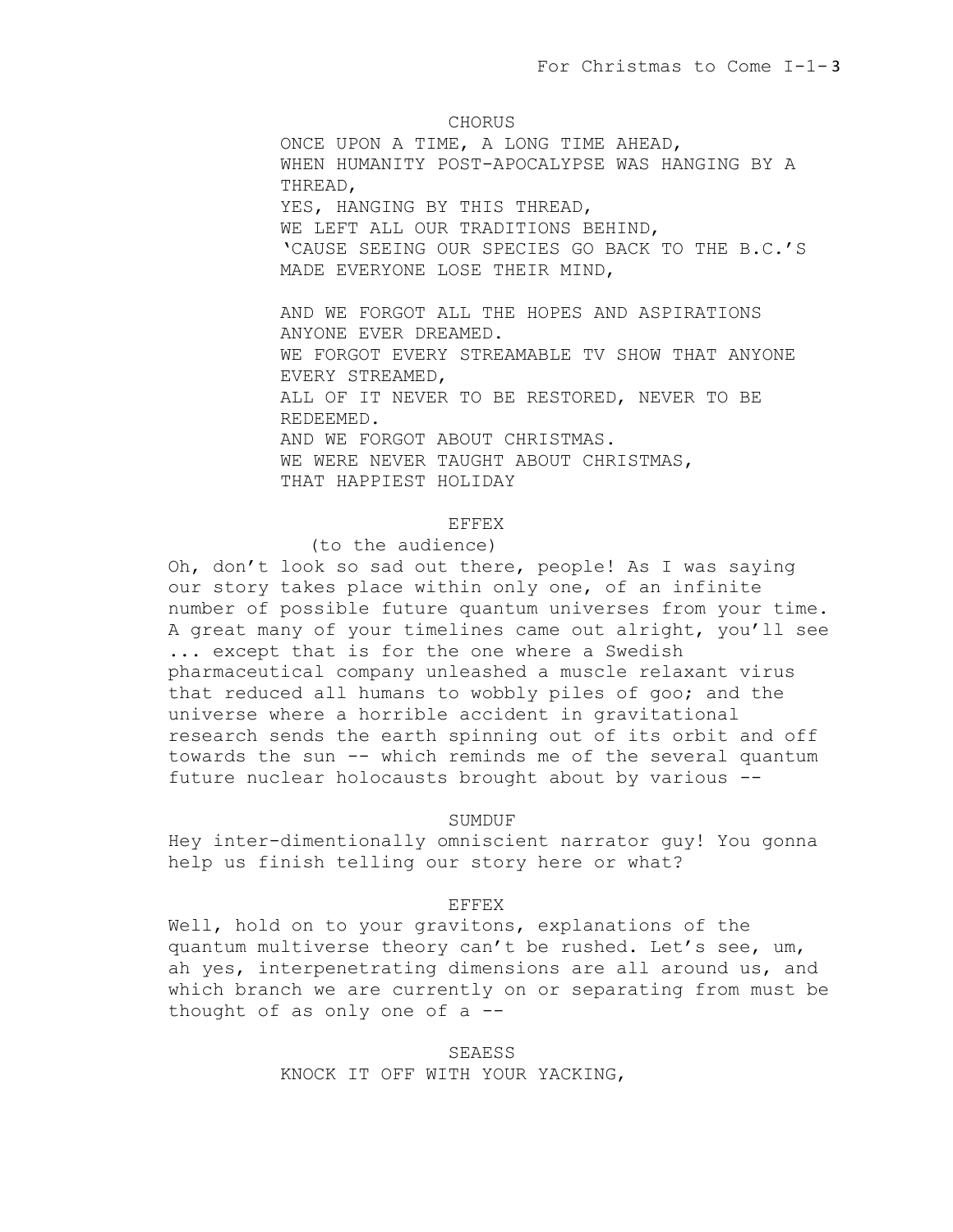CHORUS

ONCE UPON A TIME, A LONG TIME AHEAD,
WHEN HUMANITY POST-APOCALYPSE WAS HANGING BY A THREAD,
YES, HANGING BY THIS THREAD,
WE LEFT ALL OUR TRADITIONS BEHIND,
'CAUSE SEEING OUR SPECIES GO BACK TO THE B.C.'S
MADE EVERYONE LOSE THEIR MIND,

AND WE FORGOT ALL THE HOPES AND ASPIRATIONS
ANYONE EVER DREAMED.
WE FORGOT EVERY STREAMABLE TV SHOW THAT ANYONE
EVERY STREAMED,
ALL OF IT NEVER TO BE RESTORED, NEVER TO BE
REDEEMED.
AND WE FORGOT ABOUT CHRISTMAS.
WE WERE NEVER TAUGHT ABOUT CHRISTMAS,
THAT HAPPIEST HOLIDAY

EFFEX

(to the audience)

Oh, don't look so sad out there, people! As I was saying our story takes place within only one, of an infinite number of possible future quantum universes from your time. A great many of your timelines came out alright, you'll see ... except that is for the one where a Swedish pharmaceutical company unleashed a muscle relaxant virus that reduced all humans to wobbly piles of goo; and the universe where a horrible accident in gravitational research sends the earth spinning out of its orbit and off towards the sun -- which reminds me of the several quantum future nuclear holocausts brought about by various --

SUMDUF

Hey inter-dimentionally omniscient narrator guy! You gonna help us finish telling our story here or what?

EFFEX

Well, hold on to your gravitons, explanations of the quantum multiverse theory can't be rushed. Let's see, um, ah yes, interpenetrating dimensions are all around us, and which branch we are currently on or separating from must be thought of as only one of a --

SEAESS

KNOCK IT OFF WITH YOUR YACKING,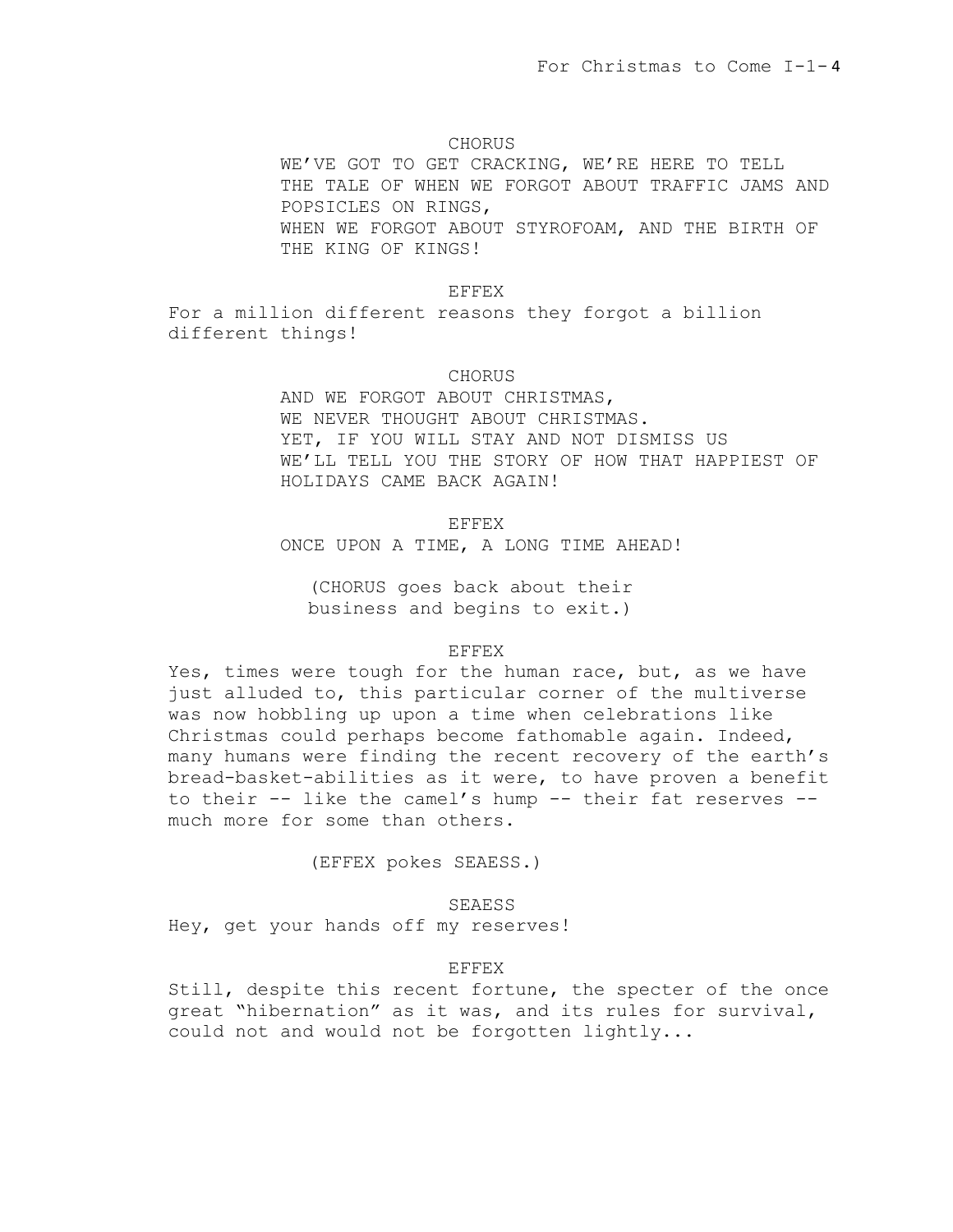CHORUS

WE'VE GOT TO GET CRACKING, WE'RE HERE TO TELL THE TALE OF WHEN WE FORGOT ABOUT TRAFFIC JAMS AND POPSICLES ON RINGS,
WHEN WE FORGOT ABOUT STYROFOAM, AND THE BIRTH OF THE KING OF KINGS!

EFFEX

For a million different reasons they forgot a billion different things!

CHORUS

AND WE FORGOT ABOUT CHRISTMAS,
WE NEVER THOUGHT ABOUT CHRISTMAS.
YET, IF YOU WILL STAY AND NOT DISMISS US
WE'LL TELL YOU THE STORY OF HOW THAT HAPPIEST OF HOLIDAYS CAME BACK AGAIN!

EFFEX

ONCE UPON A TIME, A LONG TIME AHEAD!

(CHORUS goes back about their business and begins to exit.)

EFFEX

Yes, times were tough for the human race, but, as we have just alluded to, this particular corner of the multiverse was now hobbling up upon a time when celebrations like Christmas could perhaps become fathomable again. Indeed, many humans were finding the recent recovery of the earth's bread-basket-abilities as it were, to have proven a benefit to their -- like the camel's hump -- their fat reserves -- much more for some than others.

(EFFEX pokes SEAESS.)

SEAESS

Hey, get your hands off my reserves!

EFFEX

Still, despite this recent fortune, the specter of the once great "hibernation" as it was, and its rules for survival, could not and would not be forgotten lightly...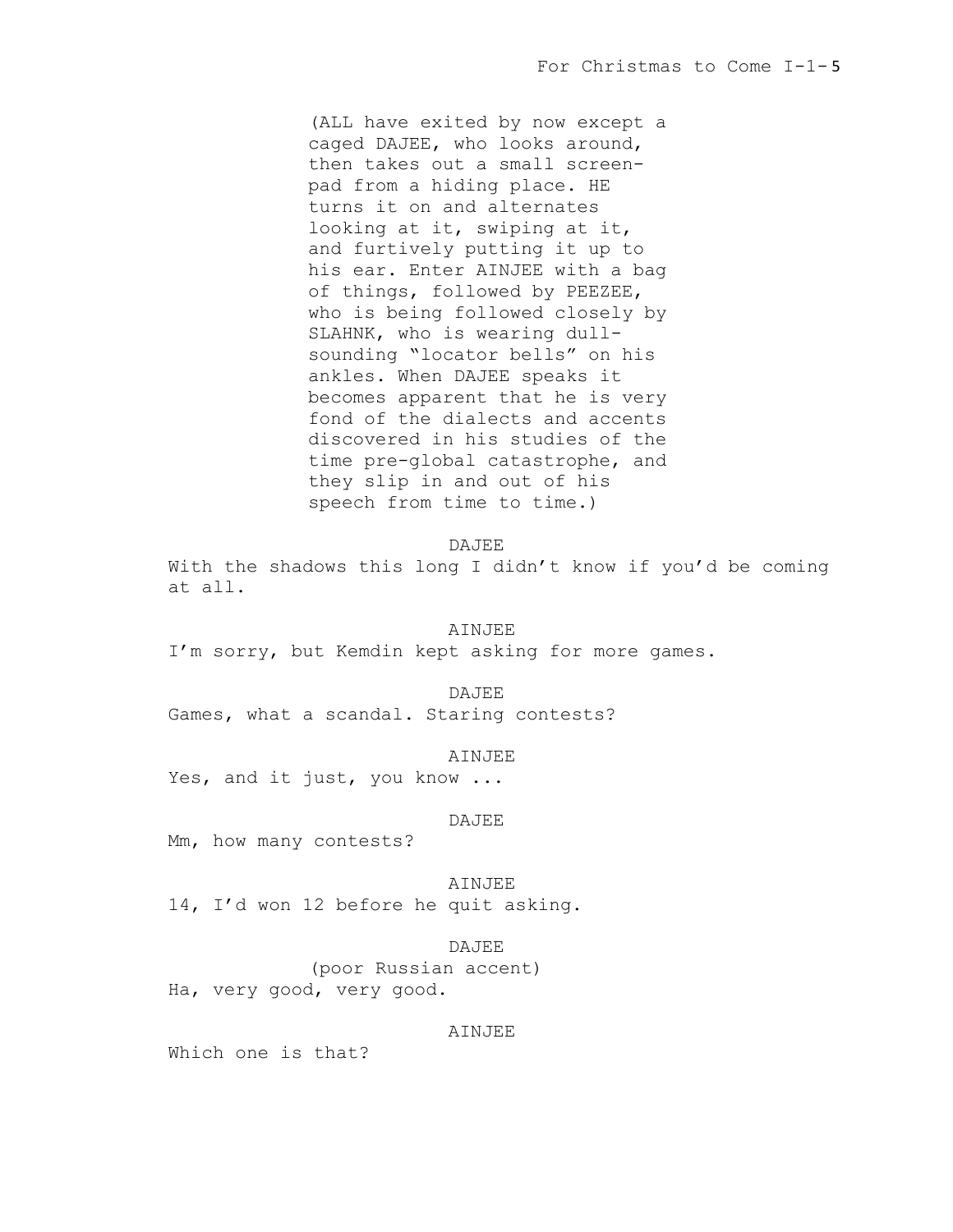(ALL have exited by now except a caged DAJEE, who looks around, then takes out a small screen-pad from a hiding place. HE turns it on and alternates looking at it, swiping at it, and furtively putting it up to his ear. Enter AINJEE with a bag of things, followed by PEEZEE, who is being followed closely by SLAHNK, who is wearing dull-sounding "locator bells" on his ankles. When DAJEE speaks it becomes apparent that he is very fond of the dialects and accents discovered in his studies of the time pre-global catastrophe, and they slip in and out of his speech from time to time.)

DAJEE

With the shadows this long I didn't know if you'd be coming at all.

AINJEE

I'm sorry, but Kemdin kept asking for more games.

DAJEE

Games, what a scandal. Staring contests?

AINJEE

Yes, and it just, you know ...

DAJEE

Mm, how many contests?

AINJEE

14, I'd won 12 before he quit asking.

DAJEE

(poor Russian accent)

Ha, very good, very good.

AINJEE

Which one is that?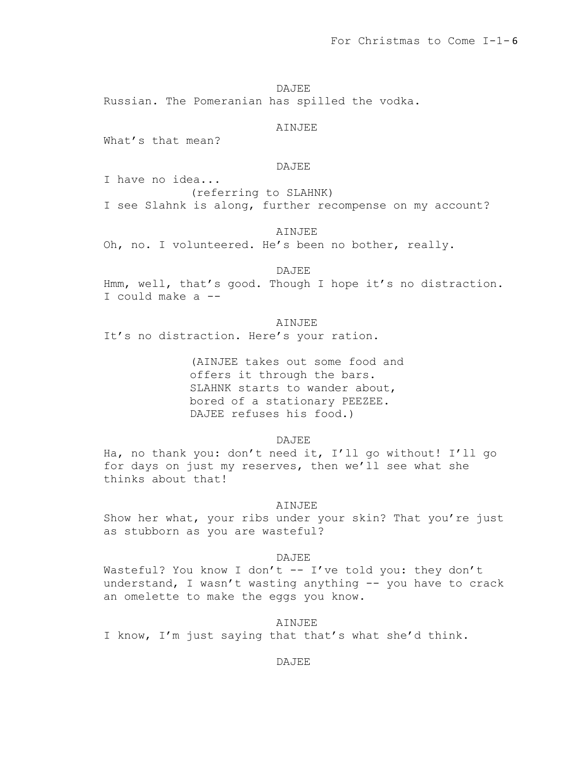DAJEE

Russian. The Pomeranian has spilled the vodka.

AINJEE

What's that mean?

DAJEE

I have no idea...

(referring to SLAHNK)

I see Slahnk is along, further recompense on my account?

AINJEE

Oh, no. I volunteered. He's been no bother, really.

DAJEE

Hmm, well, that's good. Though I hope it's no distraction. I could make a --

AINJEE

It's no distraction. Here's your ration.

(AINJEE takes out some food and offers it through the bars. SLAHNK starts to wander about, bored of a stationary PEEZEE. DAJEE refuses his food.)

DAJEE

Ha, no thank you: don't need it, I'll go without! I'll go for days on just my reserves, then we'll see what she thinks about that!

AINJEE

Show her what, your ribs under your skin? That you're just as stubborn as you are wasteful?

DAJEE

Wasteful? You know I don't -- I've told you: they don't understand, I wasn't wasting anything -- you have to crack an omelette to make the eggs you know.

AINJEE

I know, I'm just saying that that's what she'd think.

DAJEE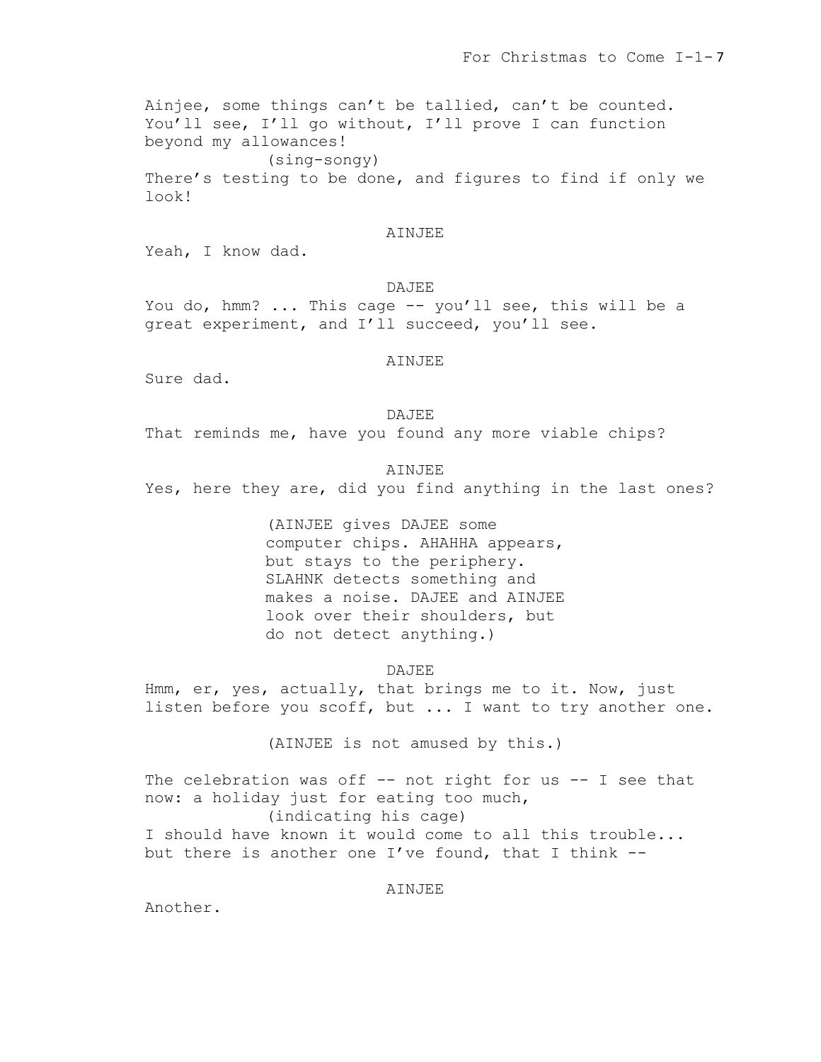Ainjee, some things can't be tallied, can't be counted. You'll see, I'll go without, I'll prove I can function beyond my allowances!

(sing-songy)

There's testing to be done, and figures to find if only we look!

AINJEE

Yeah, I know dad.

DAJEE

You do, hmm? ... This cage -- you'll see, this will be a great experiment, and I'll succeed, you'll see.

AINJEE

Sure dad.

DAJEE

That reminds me, have you found any more viable chips?

AINJEE

Yes, here they are, did you find anything in the last ones?

(AINJEE gives DAJEE some computer chips. AHAHHA appears, but stays to the periphery. SLAHNK detects something and makes a noise. DAJEE and AINJEE look over their shoulders, but do not detect anything.)

DAJEE

Hmm, er, yes, actually, that brings me to it. Now, just listen before you scoff, but ... I want to try another one.

(AINJEE is not amused by this.)

The celebration was off -- not right for us -- I see that now: a holiday just for eating too much,

(indicating his cage)

I should have known it would come to all this trouble... but there is another one I've found, that I think --

AINJEE

Another.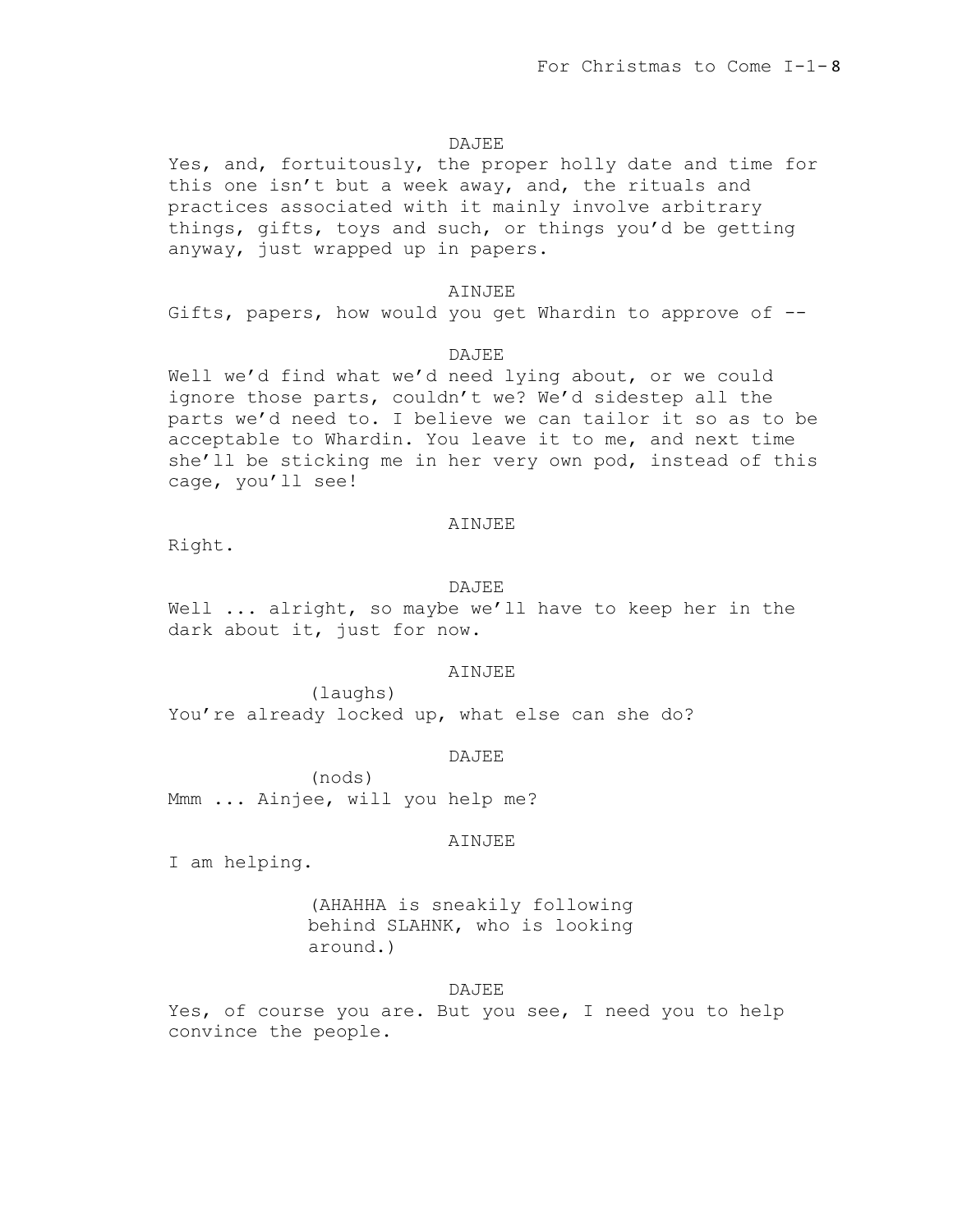DAJEE

Yes, and, fortuitously, the proper holly date and time for this one isn't but a week away, and, the rituals and practices associated with it mainly involve arbitrary things, gifts, toys and such, or things you'd be getting anyway, just wrapped up in papers.

AINJEE

Gifts, papers, how would you get Whardin to approve of --

DAJEE

Well we'd find what we'd need lying about, or we could ignore those parts, couldn't we? We'd sidestep all the parts we'd need to. I believe we can tailor it so as to be acceptable to Whardin. You leave it to me, and next time she'll be sticking me in her very own pod, instead of this cage, you'll see!

AINJEE

Right.

DAJEE

Well ... alright, so maybe we'll have to keep her in the dark about it, just for now.

AINJEE

(laughs)

You're already locked up, what else can she do?

DAJEE

(nods)

Mmm ... Ainjee, will you help me?

AINJEE

I am helping.

(AHAHHA is sneakily following behind SLAHNK, who is looking around.)

DAJEE

Yes, of course you are. But you see, I need you to help convince the people.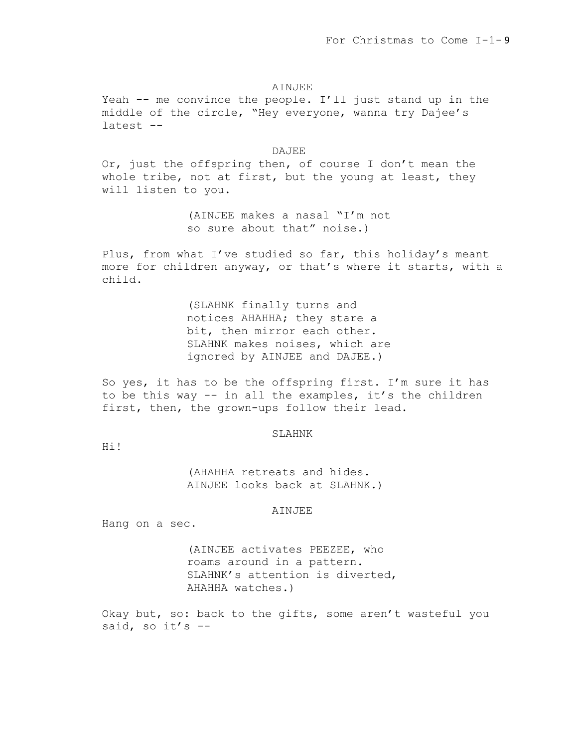AINJEE

Yeah -- me convince the people. I'll just stand up in the middle of the circle, "Hey everyone, wanna try Dajee's latest --

DAJEE

Or, just the offspring then, of course I don't mean the whole tribe, not at first, but the young at least, they will listen to you.

(AINJEE makes a nasal "I'm not so sure about that" noise.)

Plus, from what I've studied so far, this holiday's meant more for children anyway, or that's where it starts, with a child.

(SLAHNK finally turns and notices AHAHHA; they stare a bit, then mirror each other. SLAHNK makes noises, which are ignored by AINJEE and DAJEE.)

So yes, it has to be the offspring first. I'm sure it has to be this way -- in all the examples, it's the children first, then, the grown-ups follow their lead.

SLAHNK

Hi!

(AHAHHA retreats and hides. AINJEE looks back at SLAHNK.)

AINJEE

Hang on a sec.

(AINJEE activates PEEZEE, who roams around in a pattern. SLAHNK's attention is diverted, AHAHHA watches.)

Okay but, so: back to the gifts, some aren't wasteful you said, so it's --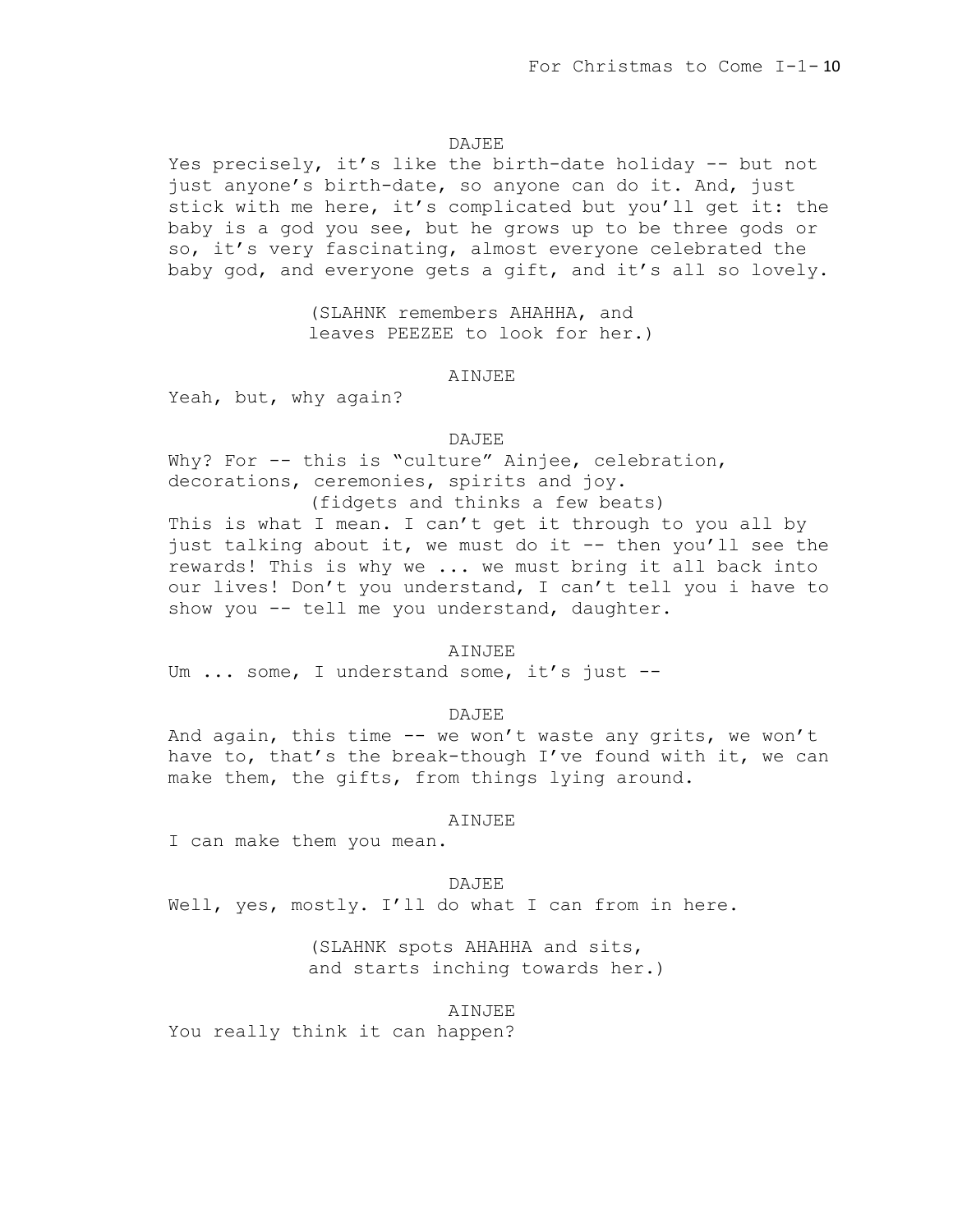DAJEE

Yes precisely, it's like the birth-date holiday -- but not just anyone's birth-date, so anyone can do it. And, just stick with me here, it's complicated but you'll get it: the baby is a god you see, but he grows up to be three gods or so, it's very fascinating, almost everyone celebrated the baby god, and everyone gets a gift, and it's all so lovely.

(SLAHNK remembers AHAHHA, and leaves PEEZEE to look for her.)

AINJEE

Yeah, but, why again?

DAJEE

Why? For -- this is "culture" Ainjee, celebration, decorations, ceremonies, spirits and joy.

(fidgets and thinks a few beats)

This is what I mean. I can't get it through to you all by just talking about it, we must do it -- then you'll see the rewards! This is why we ... we must bring it all back into our lives! Don't you understand, I can't tell you i have to show you -- tell me you understand, daughter.

AINJEE

Um ... some, I understand some, it's just --

DAJEE

And again, this time -- we won't waste any grits, we won't have to, that's the break-though I've found with it, we can make them, the gifts, from things lying around.

AINJEE

I can make them you mean.

DAJEE

Well, yes, mostly. I'll do what I can from in here.

(SLAHNK spots AHAHHA and sits, and starts inching towards her.)

AINJEE

You really think it can happen?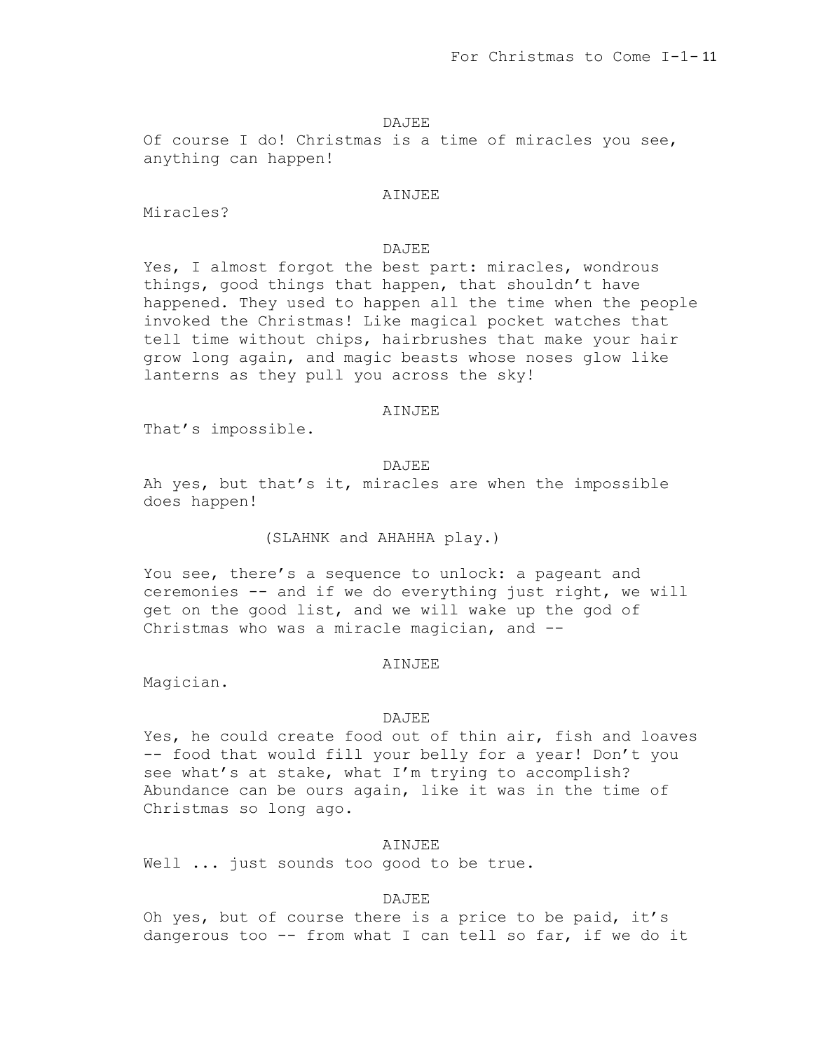DAJEE

Of course I do! Christmas is a time of miracles you see, anything can happen!

AINJEE

Miracles?

DAJEE

Yes, I almost forgot the best part: miracles, wondrous things, good things that happen, that shouldn't have happened. They used to happen all the time when the people invoked the Christmas! Like magical pocket watches that tell time without chips, hairbrushes that make your hair grow long again, and magic beasts whose noses glow like lanterns as they pull you across the sky!

AINJEE

That's impossible.

DAJEE

Ah yes, but that's it, miracles are when the impossible does happen!

(SLAHNK and AHAHHA play.)

You see, there's a sequence to unlock: a pageant and ceremonies -- and if we do everything just right, we will get on the good list, and we will wake up the god of Christmas who was a miracle magician, and --

AINJEE

Magician.

DAJEE

Yes, he could create food out of thin air, fish and loaves -- food that would fill your belly for a year! Don't you see what's at stake, what I'm trying to accomplish? Abundance can be ours again, like it was in the time of Christmas so long ago.

AINJEE

Well ... just sounds too good to be true.

DAJEE

Oh yes, but of course there is a price to be paid, it's dangerous too -- from what I can tell so far, if we do it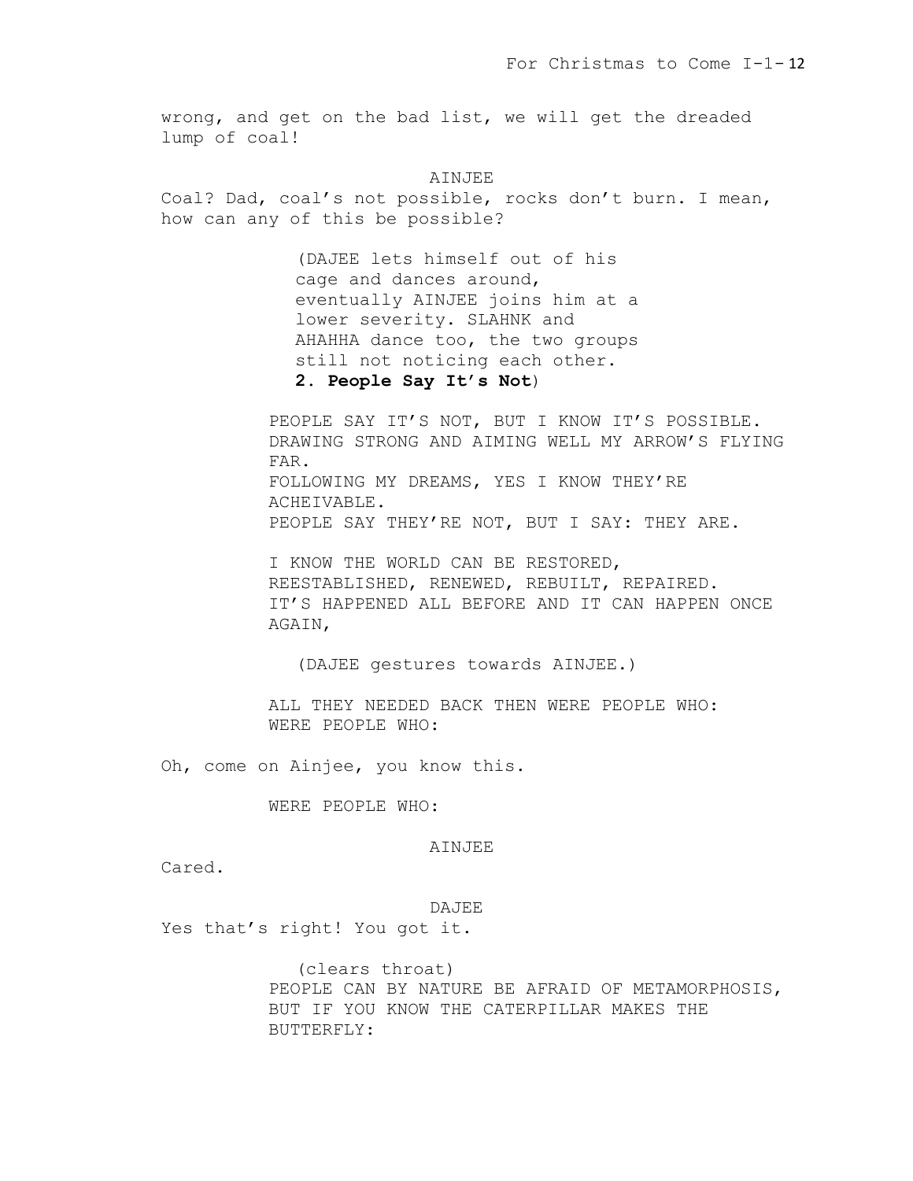wrong, and get on the bad list, we will get the dreaded lump of coal!

AINJEE

Coal? Dad, coal's not possible, rocks don't burn. I mean, how can any of this be possible?

(DAJEE lets himself out of his cage and dances around, eventually AINJEE joins him at a lower severity. SLAHNK and AHAHHA dance too, the two groups still not noticing each other.
**2. People Say It's Not**)

PEOPLE SAY IT'S NOT, BUT I KNOW IT'S POSSIBLE.
DRAWING STRONG AND AIMING WELL MY ARROW'S FLYING FAR.
FOLLOWING MY DREAMS, YES I KNOW THEY'RE ACHEIVABLE.
PEOPLE SAY THEY'RE NOT, BUT I SAY: THEY ARE.

I KNOW THE WORLD CAN BE RESTORED,
REESTABLISHED, RENEWED, REBUILT, REPAIRED.
IT'S HAPPENED ALL BEFORE AND IT CAN HAPPEN ONCE AGAIN,

(DAJEE gestures towards AINJEE.)

ALL THEY NEEDED BACK THEN WERE PEOPLE WHO:
WERE PEOPLE WHO:

Oh, come on Ainjee, you know this.

WERE PEOPLE WHO:

AINJEE

Cared.

DAJEE

Yes that's right! You got it.

(clears throat)
PEOPLE CAN BY NATURE BE AFRAID OF METAMORPHOSIS,
BUT IF YOU KNOW THE CATERPILLAR MAKES THE BUTTERFLY: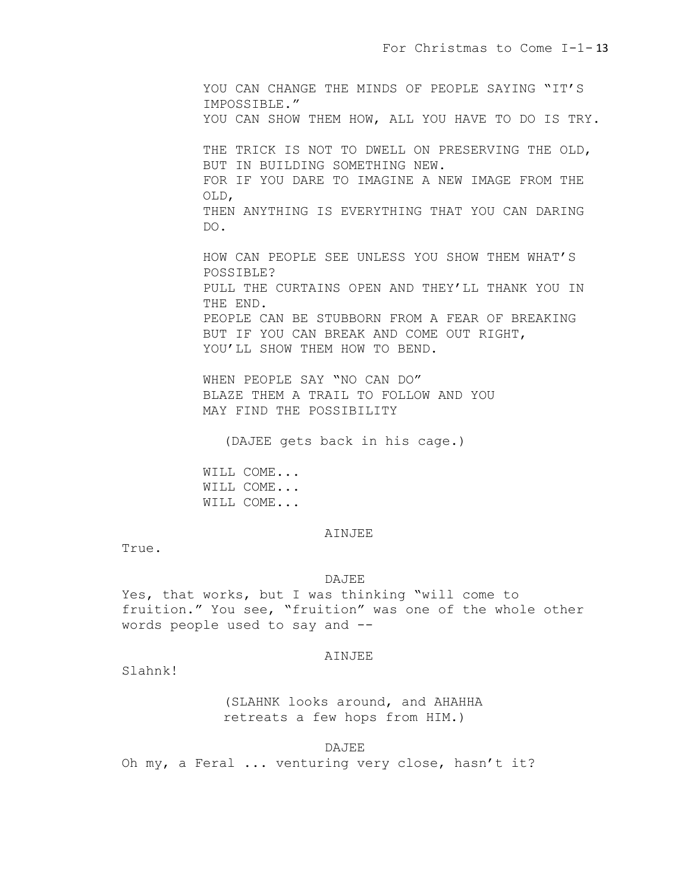YOU CAN CHANGE THE MINDS OF PEOPLE SAYING "IT'S IMPOSSIBLE."
YOU CAN SHOW THEM HOW, ALL YOU HAVE TO DO IS TRY.

THE TRICK IS NOT TO DWELL ON PRESERVING THE OLD,
BUT IN BUILDING SOMETHING NEW.
FOR IF YOU DARE TO IMAGINE A NEW IMAGE FROM THE OLD,
THEN ANYTHING IS EVERYTHING THAT YOU CAN DARING DO.

HOW CAN PEOPLE SEE UNLESS YOU SHOW THEM WHAT'S POSSIBLE?
PULL THE CURTAINS OPEN AND THEY'LL THANK YOU IN THE END.
PEOPLE CAN BE STUBBORN FROM A FEAR OF BREAKING
BUT IF YOU CAN BREAK AND COME OUT RIGHT,
YOU'LL SHOW THEM HOW TO BEND.

WHEN PEOPLE SAY "NO CAN DO"
BLAZE THEM A TRAIL TO FOLLOW AND YOU
MAY FIND THE POSSIBILITY

(DAJEE gets back in his cage.)

WILL COME...
WILL COME...
WILL COME...

AINJEE

True.

DAJEE

Yes, that works, but I was thinking "will come to fruition." You see, "fruition" was one of the whole other words people used to say and --

AINJEE

Slahnk!

(SLAHNK looks around, and AHAHHA retreats a few hops from HIM.)

DAJEE

Oh my, a Feral ... venturing very close, hasn't it?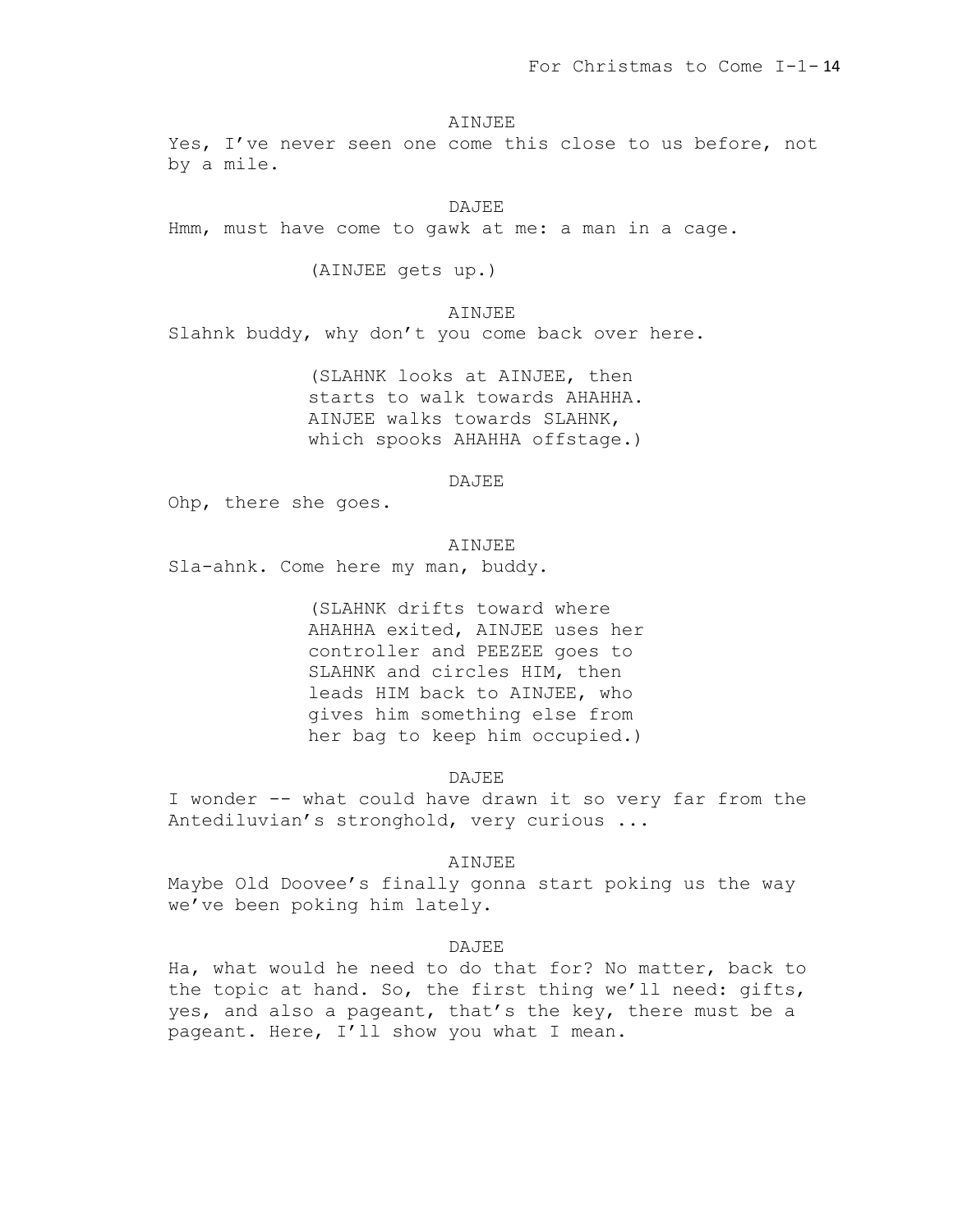AINJEE

Yes, I've never seen one come this close to us before, not by a mile.

DAJEE

Hmm, must have come to gawk at me: a man in a cage.

(AINJEE gets up.)

AINJEE

Slahnk buddy, why don't you come back over here.

(SLAHNK looks at AINJEE, then starts to walk towards AHAHHA. AINJEE walks towards SLAHNK, which spooks AHAHHA offstage.)

DAJEE

Ohp, there she goes.

AINJEE

Sla-ahnk. Come here my man, buddy.

(SLAHNK drifts toward where AHAHHA exited, AINJEE uses her controller and PEEZEE goes to SLAHNK and circles HIM, then leads HIM back to AINJEE, who gives him something else from her bag to keep him occupied.)

DAJEE

I wonder -- what could have drawn it so very far from the Antediluvian's stronghold, very curious ...

AINJEE

Maybe Old Doovee's finally gonna start poking us the way we've been poking him lately.

DAJEE

Ha, what would he need to do that for? No matter, back to the topic at hand. So, the first thing we'll need: gifts, yes, and also a pageant, that's the key, there must be a pageant. Here, I'll show you what I mean.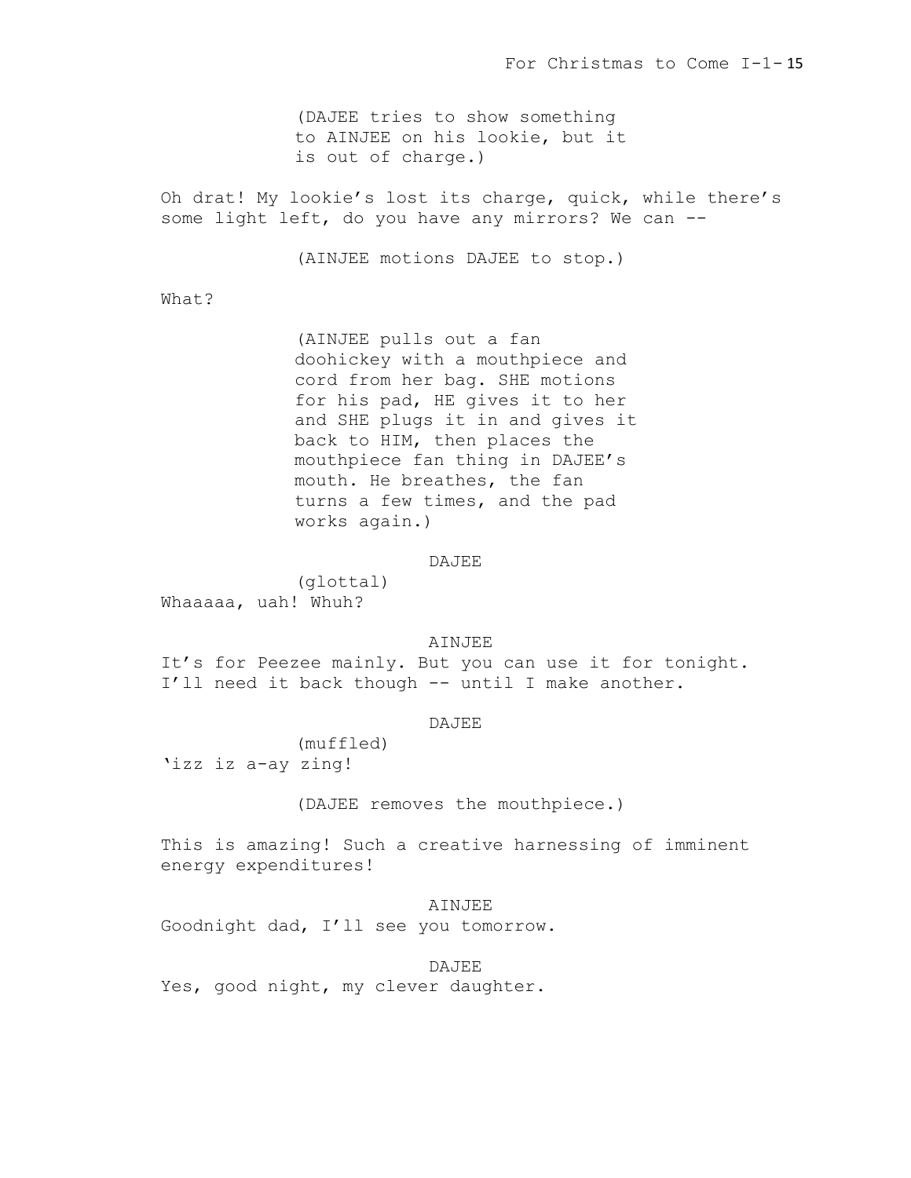(DAJEE tries to show something to AINJEE on his lookie, but it is out of charge.)

Oh drat! My lookie's lost its charge, quick, while there's some light left, do you have any mirrors? We can --

(AINJEE motions DAJEE to stop.)

What?

(AINJEE pulls out a fan doohickey with a mouthpiece and cord from her bag. SHE motions for his pad, HE gives it to her and SHE plugs it in and gives it back to HIM, then places the mouthpiece fan thing in DAJEE's mouth. He breathes, the fan turns a few times, and the pad works again.)

DAJEE

(glottal)

Whaaaaa, uah! Whuh?

AINJEE

It's for Peezee mainly. But you can use it for tonight. I'll need it back though -- until I make another.

DAJEE

(muffled)

'izz iz a-ay zing!

(DAJEE removes the mouthpiece.)

This is amazing! Such a creative harnessing of imminent energy expenditures!

AINJEE

Goodnight dad, I'll see you tomorrow.

DAJEE

Yes, good night, my clever daughter.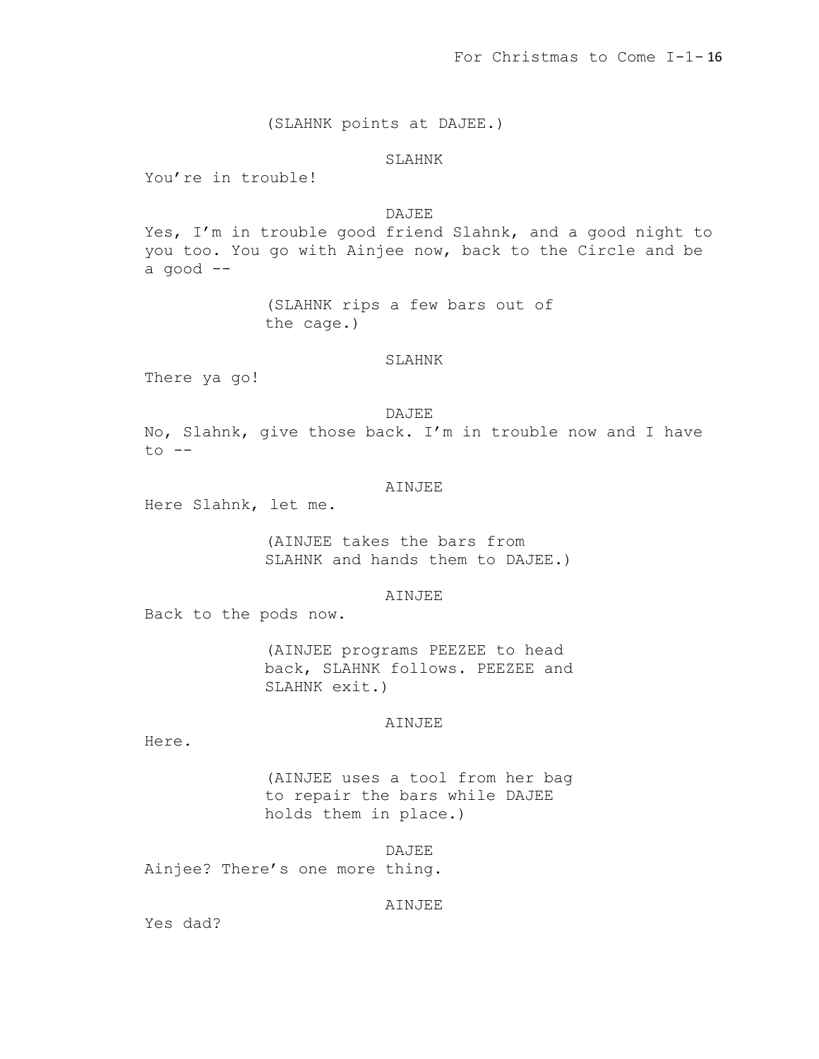(SLAHNK points at DAJEE.)

SLAHNK

You're in trouble!

DAJEE

Yes, I'm in trouble good friend Slahnk, and a good night to you too. You go with Ainjee now, back to the Circle and be a good --

(SLAHNK rips a few bars out of the cage.)

SLAHNK

There ya go!

DAJEE

No, Slahnk, give those back. I'm in trouble now and I have to --

AINJEE

Here Slahnk, let me.

(AINJEE takes the bars from SLAHNK and hands them to DAJEE.)

AINJEE

Back to the pods now.

(AINJEE programs PEEZEE to head back, SLAHNK follows. PEEZEE and SLAHNK exit.)

AINJEE

Here.

(AINJEE uses a tool from her bag to repair the bars while DAJEE holds them in place.)

DAJEE

Ainjee? There's one more thing.

AINJEE

Yes dad?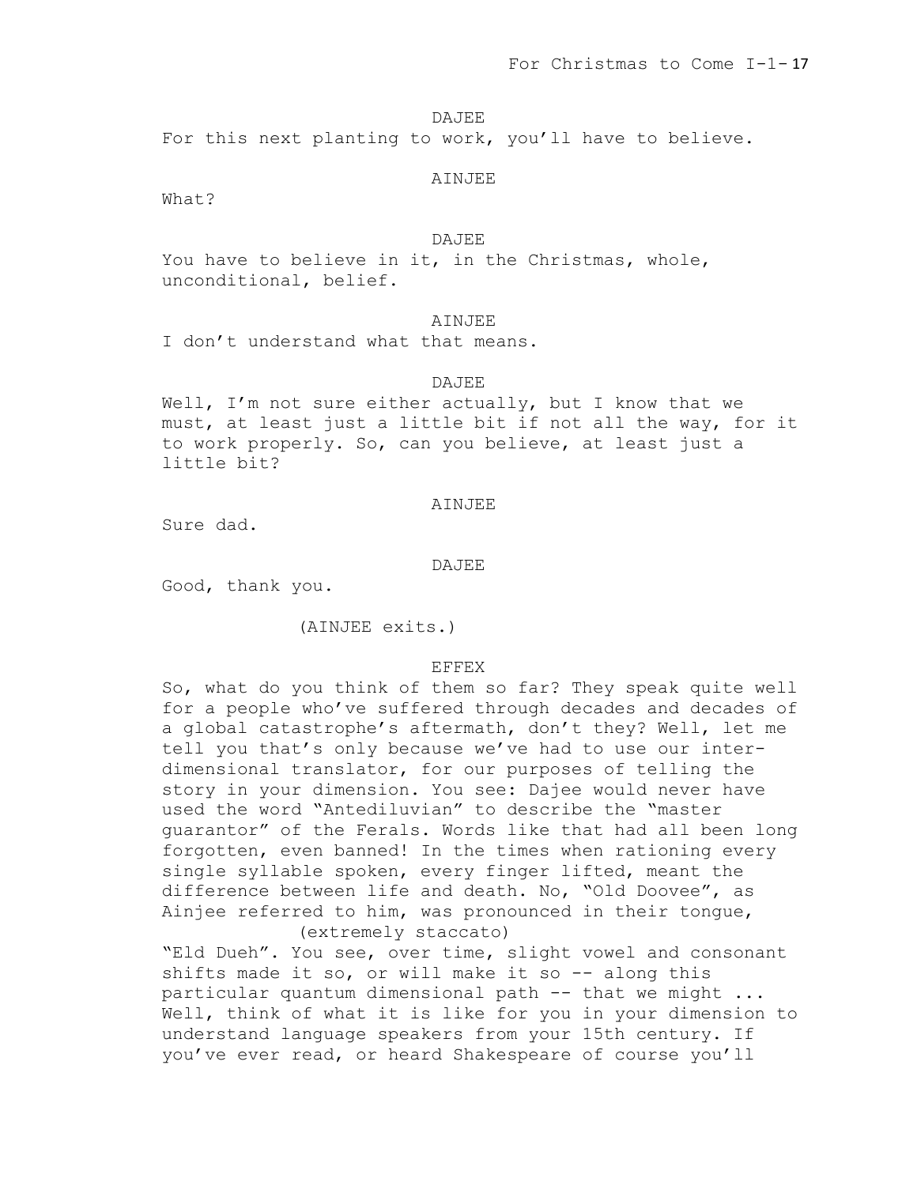DAJEE

For this next planting to work, you'll have to believe.

AINJEE

What?

DAJEE

You have to believe in it, in the Christmas, whole, unconditional, belief.

AINJEE

I don't understand what that means.

DAJEE

Well, I'm not sure either actually, but I know that we must, at least just a little bit if not all the way, for it to work properly. So, can you believe, at least just a little bit?

AINJEE

Sure dad.

DAJEE

Good, thank you.

(AINJEE exits.)

EFFEX

So, what do you think of them so far? They speak quite well for a people who've suffered through decades and decades of a global catastrophe's aftermath, don't they? Well, let me tell you that's only because we've had to use our inter-dimensional translator, for our purposes of telling the story in your dimension. You see: Dajee would never have used the word "Antediluvian" to describe the "master guarantor" of the Ferals. Words like that had all been long forgotten, even banned! In the times when rationing every single syllable spoken, every finger lifted, meant the difference between life and death. No, "Old Doovee", as Ainjee referred to him, was pronounced in their tongue,

(extremely staccato)

"Eld Dueh". You see, over time, slight vowel and consonant shifts made it so, or will make it so -- along this particular quantum dimensional path -- that we might ... Well, think of what it is like for you in your dimension to understand language speakers from your 15th century. If you've ever read, or heard Shakespeare of course you'll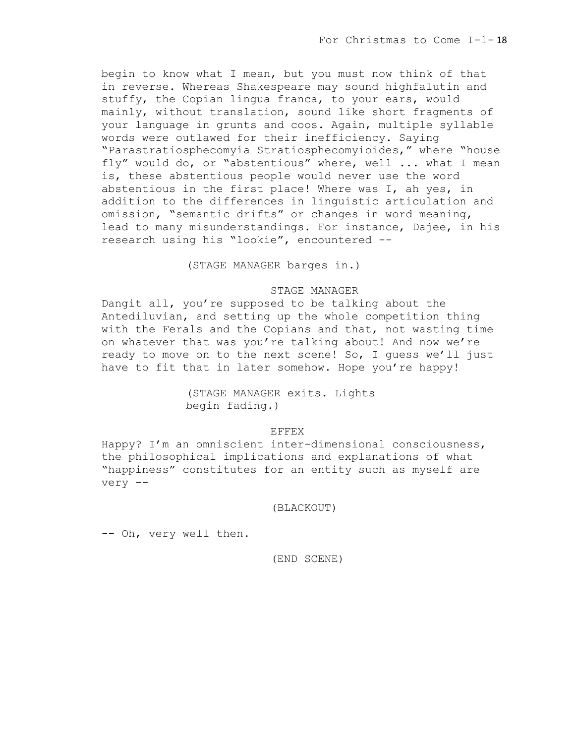begin to know what I mean, but you must now think of that in reverse. Whereas Shakespeare may sound highfalutin and stuffy, the Copian lingua franca, to your ears, would mainly, without translation, sound like short fragments of your language in grunts and coos. Again, multiple syllable words were outlawed for their inefficiency. Saying "Parastratiosphecomyia Stratiosphecomyioides," where "house fly" would do, or "abstentious" where, well ... what I mean is, these abstentious people would never use the word abstentious in the first place! Where was I, ah yes, in addition to the differences in linguistic articulation and omission, "semantic drifts" or changes in word meaning, lead to many misunderstandings. For instance, Dajee, in his research using his "lookie", encountered --

(STAGE MANAGER barges in.)

STAGE MANAGER

Dangit all, you're supposed to be talking about the Antediluvian, and setting up the whole competition thing with the Ferals and the Copians and that, not wasting time on whatever that was you're talking about! And now we're ready to move on to the next scene! So, I guess we'll just have to fit that in later somehow. Hope you're happy!

(STAGE MANAGER exits. Lights begin fading.)

EFFEX

Happy? I'm an omniscient inter-dimensional consciousness, the philosophical implications and explanations of what "happiness" constitutes for an entity such as myself are very --

(BLACKOUT)

-- Oh, very well then.

(END SCENE)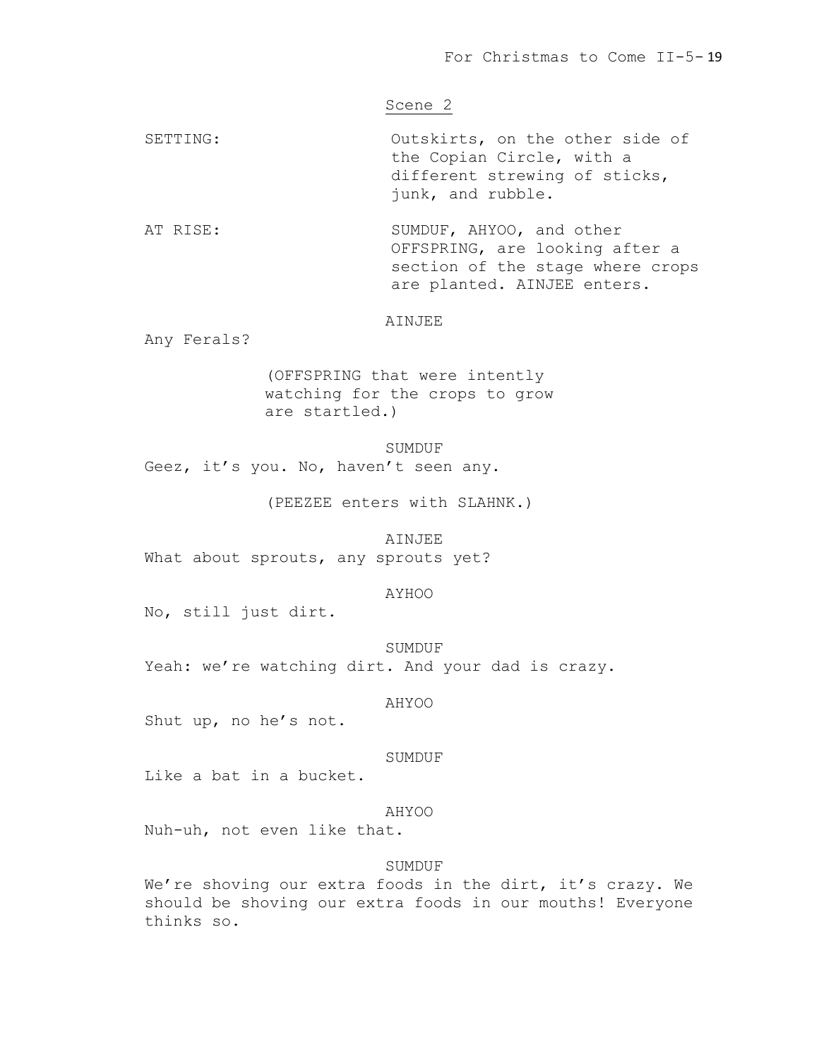Scene 2

SETTING: Outskirts, on the other side of the Copian Circle, with a different strewing of sticks, junk, and rubble.

AT RISE: SUMDUF, AHYOO, and other OFFSPRING, are looking after a section of the stage where crops are planted. AINJEE enters.

AINJEE

Any Ferals?

(OFFSPRING that were intently watching for the crops to grow are startled.)

SUMDUF

Geez, it's you. No, haven't seen any.

(PEEZEE enters with SLAHNK.)

AINJEE

What about sprouts, any sprouts yet?

AYHOO

No, still just dirt.

SUMDUF

Yeah: we're watching dirt. And your dad is crazy.

AHYOO

Shut up, no he's not.

SUMDUF

Like a bat in a bucket.

AHYOO

Nuh-uh, not even like that.

SUMDUF

We're shoving our extra foods in the dirt, it's crazy. We should be shoving our extra foods in our mouths! Everyone thinks so.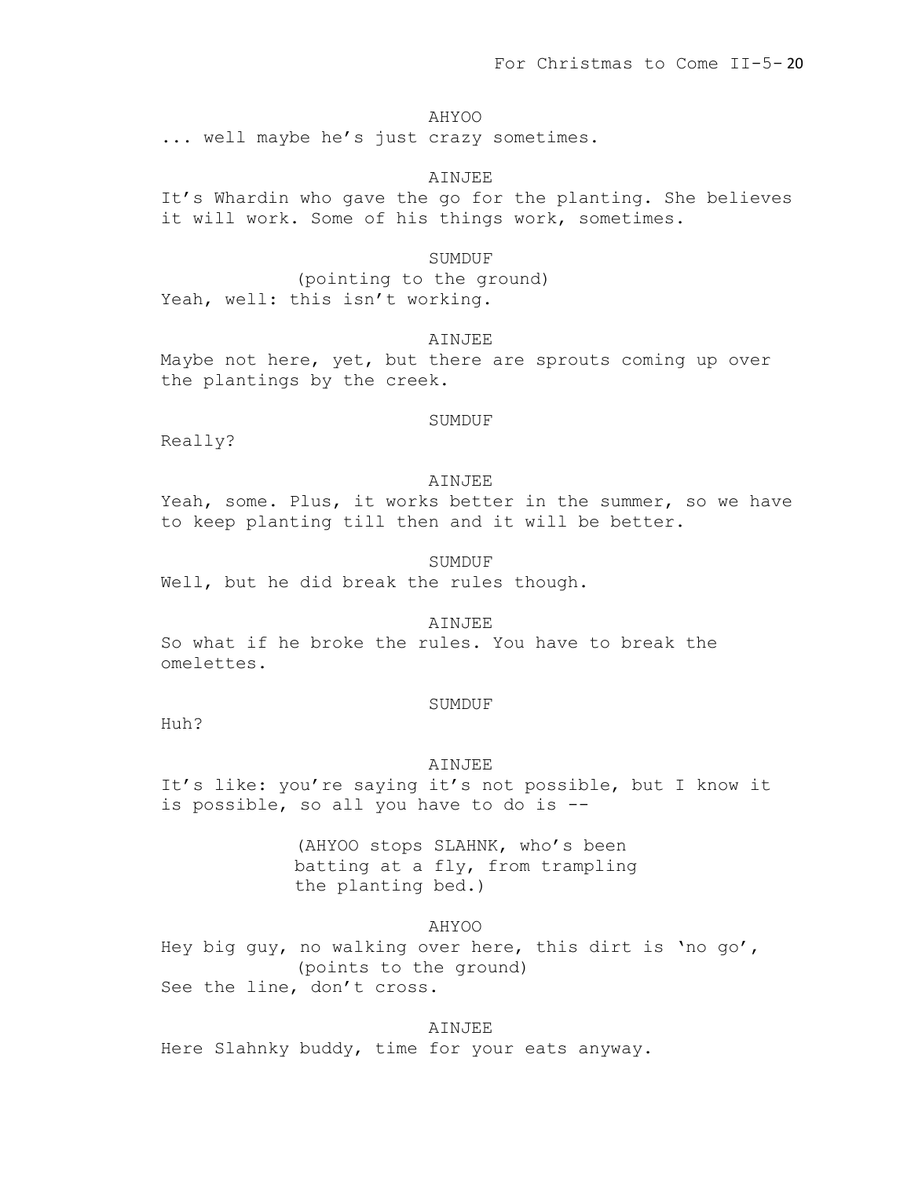AHYOO

... well maybe he's just crazy sometimes.

AINJEE

It's Whardin who gave the go for the planting. She believes it will work. Some of his things work, sometimes.

SUMDUF

(pointing to the ground)

Yeah, well: this isn't working.

AINJEE

Maybe not here, yet, but there are sprouts coming up over the plantings by the creek.

SUMDUF

Really?

AINJEE

Yeah, some. Plus, it works better in the summer, so we have to keep planting till then and it will be better.

SUMDUF

Well, but he did break the rules though.

AINJEE

So what if he broke the rules. You have to break the omelettes.

SUMDUF

Huh?

AINJEE

It's like: you're saying it's not possible, but I know it is possible, so all you have to do is --

(AHYOO stops SLAHNK, who's been batting at a fly, from trampling the planting bed.)

AHYOO

Hey big guy, no walking over here, this dirt is 'no go',

(points to the ground)

See the line, don't cross.

AINJEE

Here Slahnky buddy, time for your eats anyway.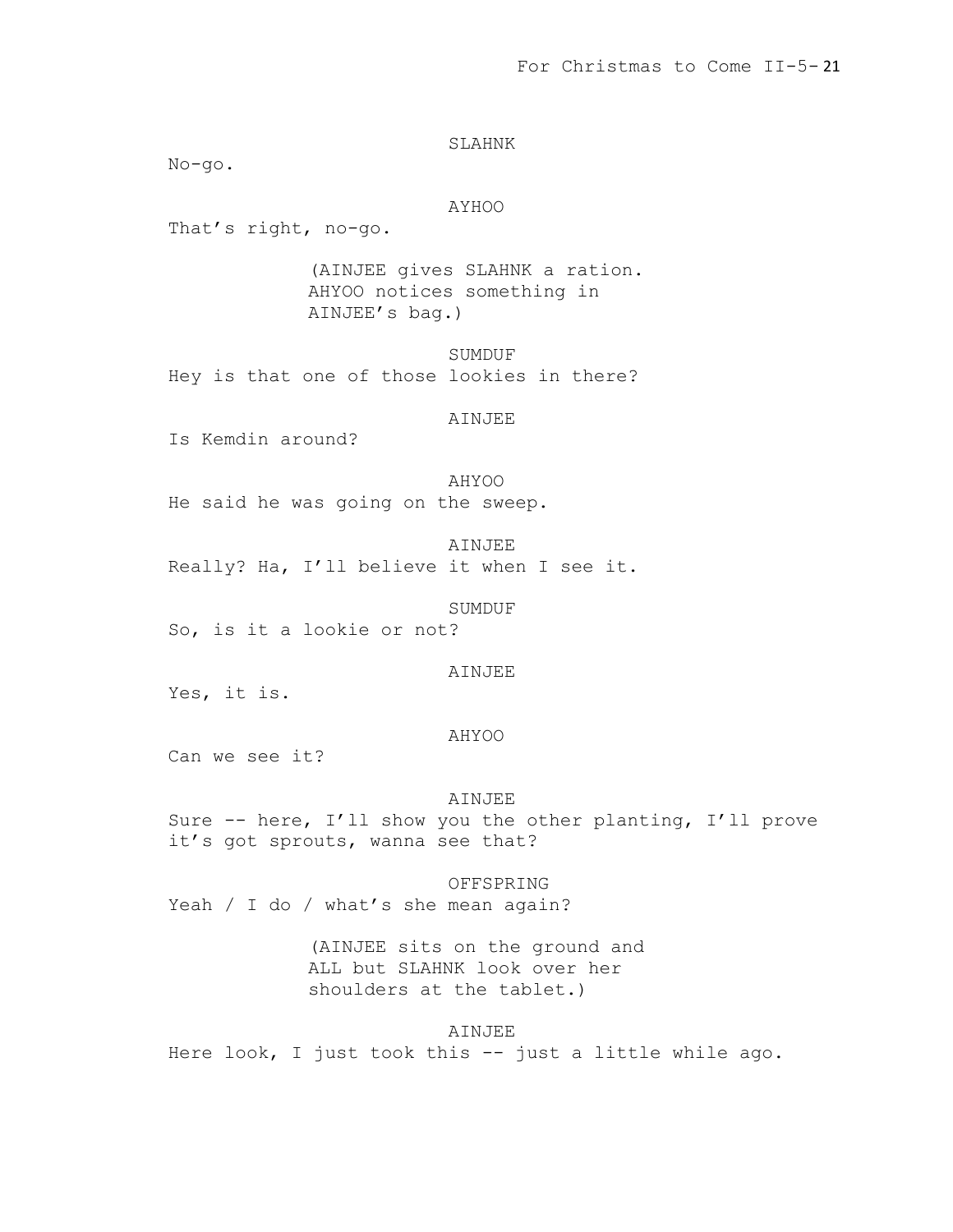SLAHNK

No-go.

AYHOO

That's right, no-go.

(AINJEE gives SLAHNK a ration. AHYOO notices something in AINJEE's bag.)

SUMDUF

Hey is that one of those lookies in there?

AINJEE

Is Kemdin around?

AHYOO

He said he was going on the sweep.

AINJEE

Really? Ha, I'll believe it when I see it.

SUMDUF

So, is it a lookie or not?

AINJEE

Yes, it is.

AHYOO

Can we see it?

AINJEE

Sure -- here, I'll show you the other planting, I'll prove it's got sprouts, wanna see that?

OFFSPRING

Yeah / I do / what's she mean again?

(AINJEE sits on the ground and ALL but SLAHNK look over her shoulders at the tablet.)

AINJEE

Here look, I just took this -- just a little while ago.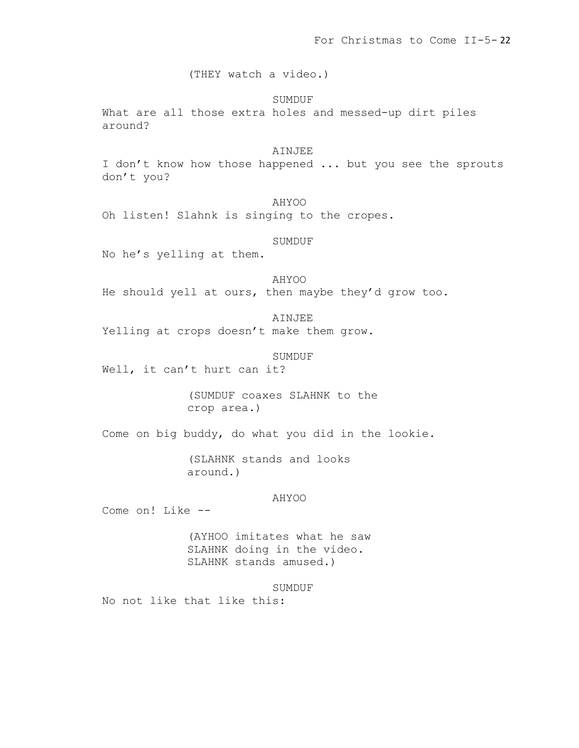(THEY watch a video.)

SUMDUF

What are all those extra holes and messed-up dirt piles around?

AINJEE

I don't know how those happened ... but you see the sprouts don't you?

AHYOO

Oh listen! Slahnk is singing to the cropes.

SUMDUF

No he's yelling at them.

AHYOO

He should yell at ours, then maybe they'd grow too.

AINJEE

Yelling at crops doesn't make them grow.

SUMDUF

Well, it can't hurt can it?

(SUMDUF coaxes SLAHNK to the crop area.)

Come on big buddy, do what you did in the lookie.

(SLAHNK stands and looks around.)

AHYOO

Come on! Like --

(AYHOO imitates what he saw SLAHNK doing in the video. SLAHNK stands amused.)

SUMDUF

No not like that like this: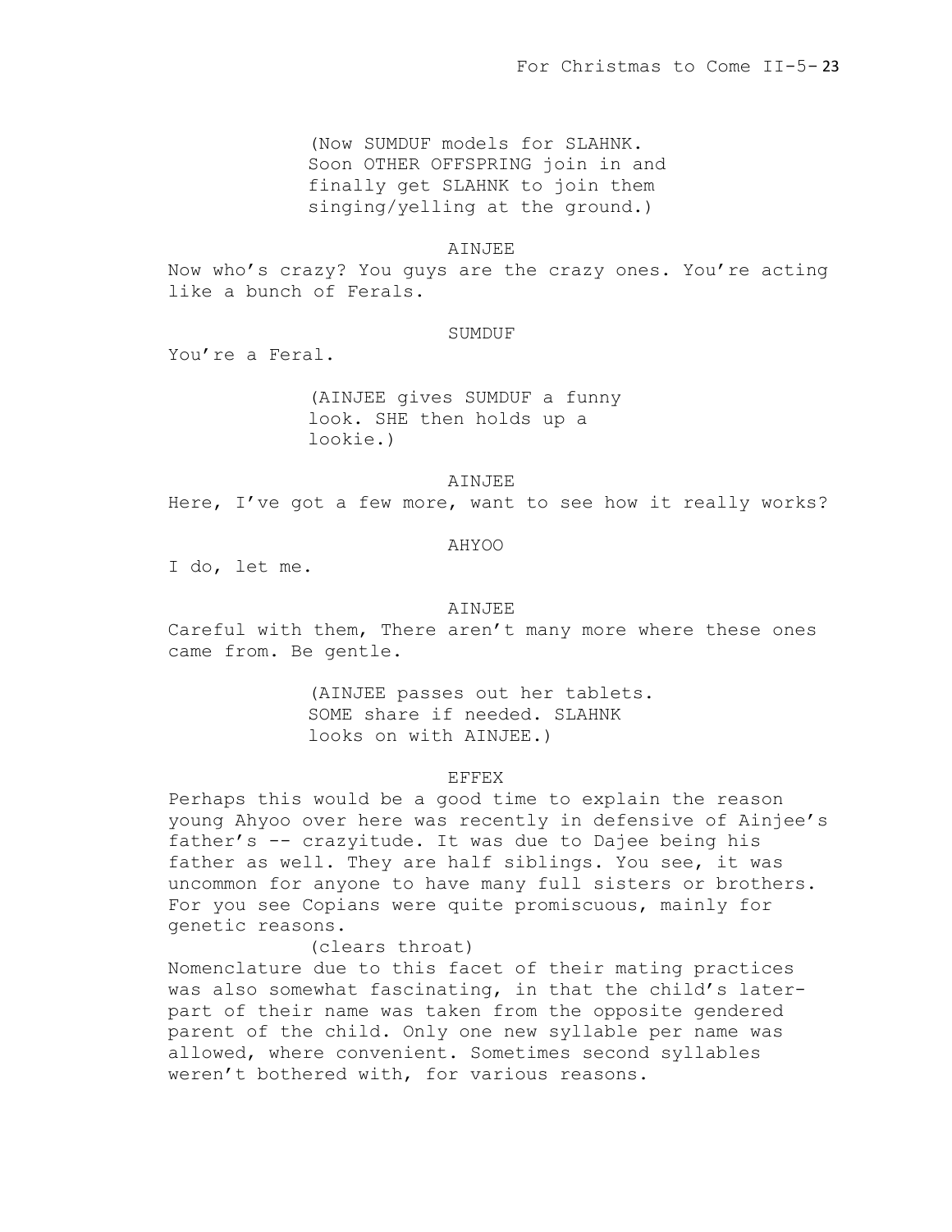(Now SUMDUF models for SLAHNK. Soon OTHER OFFSPRING join in and finally get SLAHNK to join them singing/yelling at the ground.)

AINJEE

Now who's crazy? You guys are the crazy ones. You're acting like a bunch of Ferals.

SUMDUF

You're a Feral.

(AINJEE gives SUMDUF a funny look. SHE then holds up a lookie.)

AINJEE

Here, I've got a few more, want to see how it really works?

AHYOO

I do, let me.

AINJEE

Careful with them, There aren't many more where these ones came from. Be gentle.

(AINJEE passes out her tablets. SOME share if needed. SLAHNK looks on with AINJEE.)

EFFEX

Perhaps this would be a good time to explain the reason young Ahyoo over here was recently in defensive of Ainjee's father's -- crazyitude. It was due to Dajee being his father as well. They are half siblings. You see, it was uncommon for anyone to have many full sisters or brothers. For you see Copians were quite promiscuous, mainly for genetic reasons.

(clears throat)

Nomenclature due to this facet of their mating practices was also somewhat fascinating, in that the child's later-part of their name was taken from the opposite gendered parent of the child. Only one new syllable per name was allowed, where convenient. Sometimes second syllables weren't bothered with, for various reasons.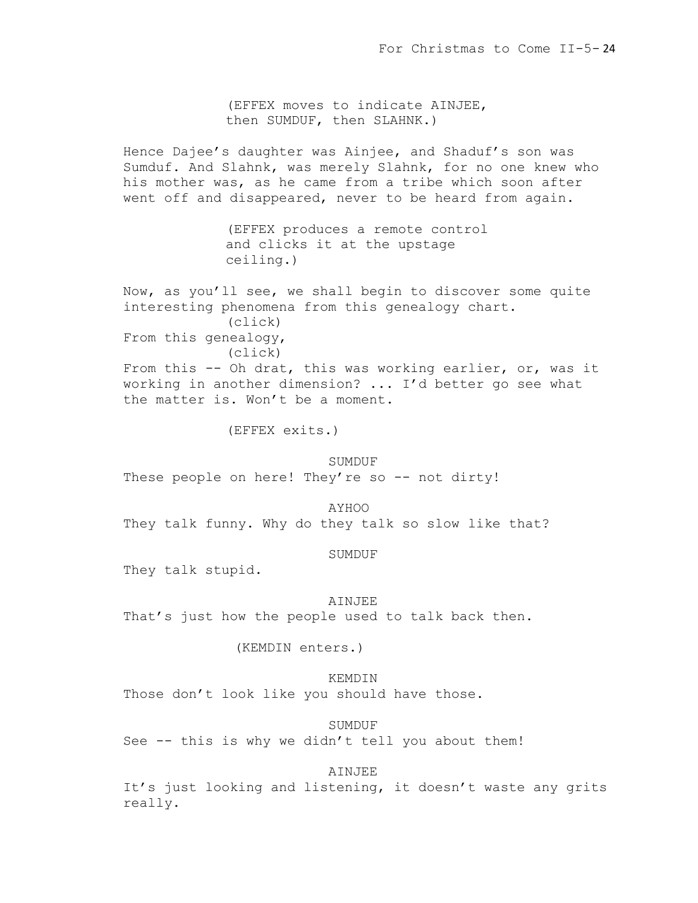(EFFEX moves to indicate AINJEE, then SUMDUF, then SLAHNK.)

Hence Dajee's daughter was Ainjee, and Shaduf's son was Sumduf. And Slahnk, was merely Slahnk, for no one knew who his mother was, as he came from a tribe which soon after went off and disappeared, never to be heard from again.

(EFFEX produces a remote control and clicks it at the upstage ceiling.)

Now, as you'll see, we shall begin to discover some quite interesting phenomena from this genealogy chart.
(click)
From this genealogy,
(click)
From this -- Oh drat, this was working earlier, or, was it working in another dimension? ... I'd better go see what the matter is. Won't be a moment.

(EFFEX exits.)

SUMDUF
These people on here! They're so -- not dirty!

AYHOO
They talk funny. Why do they talk so slow like that?

SUMDUF
They talk stupid.

AINJEE
That's just how the people used to talk back then.

(KEMDIN enters.)

KEMDIN
Those don't look like you should have those.

SUMDUF
See -- this is why we didn't tell you about them!

AINJEE
It's just looking and listening, it doesn't waste any grits really.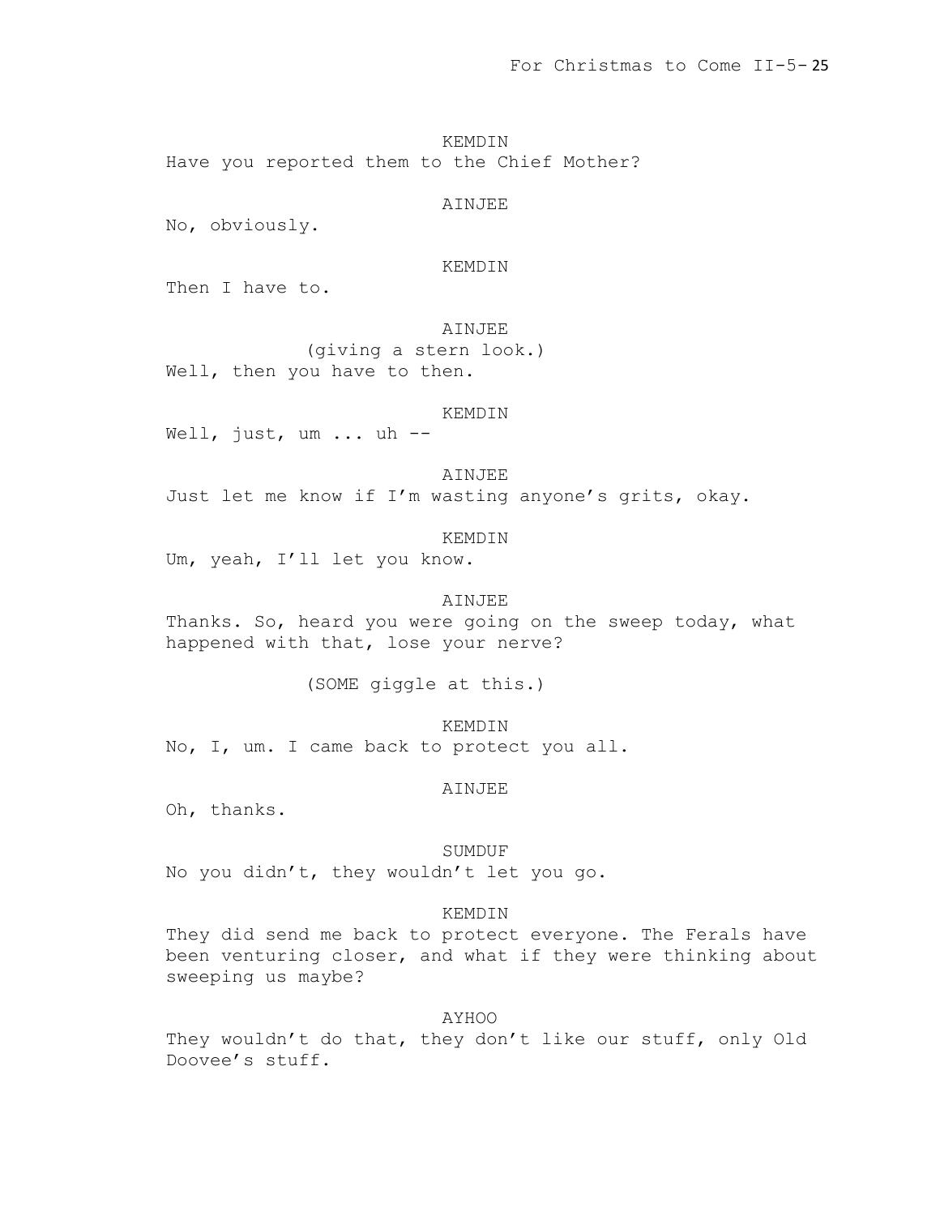KEMDIN
Have you reported them to the Chief Mother?

AINJEE
No, obviously.

KEMDIN
Then I have to.

AINJEE
(giving a stern look.)
Well, then you have to then.

KEMDIN
Well, just, um ... uh --

AINJEE
Just let me know if I'm wasting anyone's grits, okay.

KEMDIN
Um, yeah, I'll let you know.

AINJEE
Thanks. So, heard you were going on the sweep today, what happened with that, lose your nerve?

(SOME giggle at this.)

KEMDIN
No, I, um. I came back to protect you all.

AINJEE
Oh, thanks.

SUMDUF
No you didn't, they wouldn't let you go.

KEMDIN
They did send me back to protect everyone. The Ferals have been venturing closer, and what if they were thinking about sweeping us maybe?

AYHOO
They wouldn't do that, they don't like our stuff, only Old Doovee's stuff.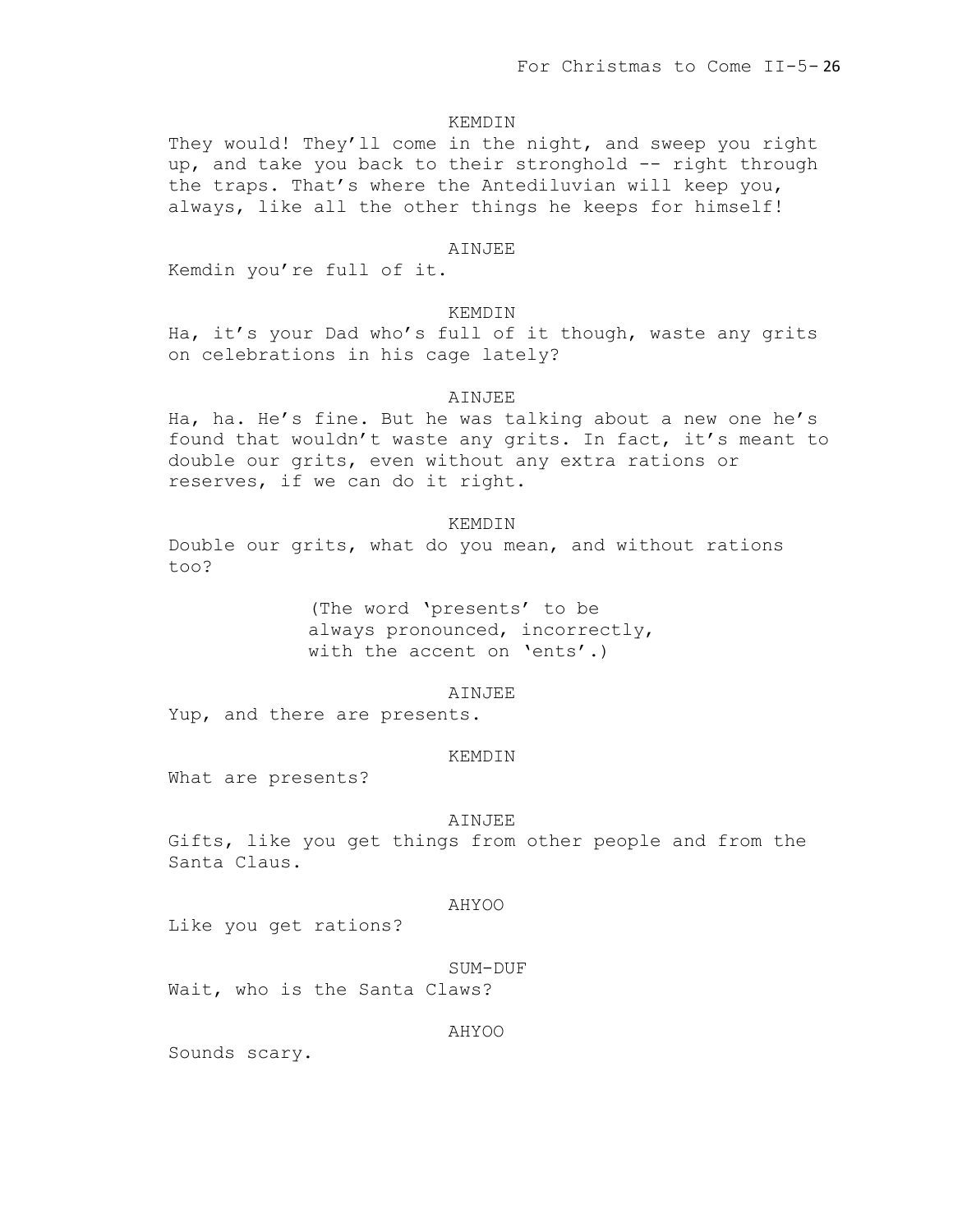KEMDIN

They would! They'll come in the night, and sweep you right up, and take you back to their stronghold -- right through the traps. That's where the Antediluvian will keep you, always, like all the other things he keeps for himself!

AINJEE

Kemdin you're full of it.

KEMDIN

Ha, it's your Dad who's full of it though, waste any grits on celebrations in his cage lately?

AINJEE

Ha, ha. He's fine. But he was talking about a new one he's found that wouldn't waste any grits. In fact, it's meant to double our grits, even without any extra rations or reserves, if we can do it right.

KEMDIN

Double our grits, what do you mean, and without rations too?

(The word 'presents' to be always pronounced, incorrectly, with the accent on 'ents'.)

AINJEE

Yup, and there are presents.

KEMDIN

What are presents?

AINJEE

Gifts, like you get things from other people and from the Santa Claus.

AHYOO

Like you get rations?

SUM-DUF

Wait, who is the Santa Claws?

AHYOO

Sounds scary.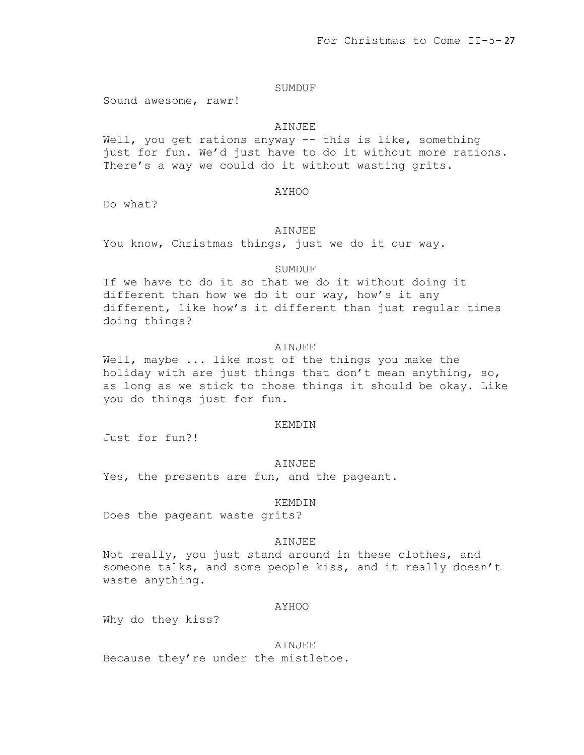SUMDUF

Sound awesome, rawr!

AINJEE

Well, you get rations anyway -- this is like, something just for fun. We'd just have to do it without more rations. There's a way we could do it without wasting grits.

AYHOO

Do what?

AINJEE

You know, Christmas things, just we do it our way.

SUMDUF

If we have to do it so that we do it without doing it different than how we do it our way, how's it any different, like how's it different than just regular times doing things?

AINJEE

Well, maybe ... like most of the things you make the holiday with are just things that don't mean anything, so, as long as we stick to those things it should be okay. Like you do things just for fun.

KEMDIN

Just for fun?!

AINJEE

Yes, the presents are fun, and the pageant.

KEMDIN

Does the pageant waste grits?

AINJEE

Not really, you just stand around in these clothes, and someone talks, and some people kiss, and it really doesn't waste anything.

AYHOO

Why do they kiss?

AINJEE

Because they're under the mistletoe.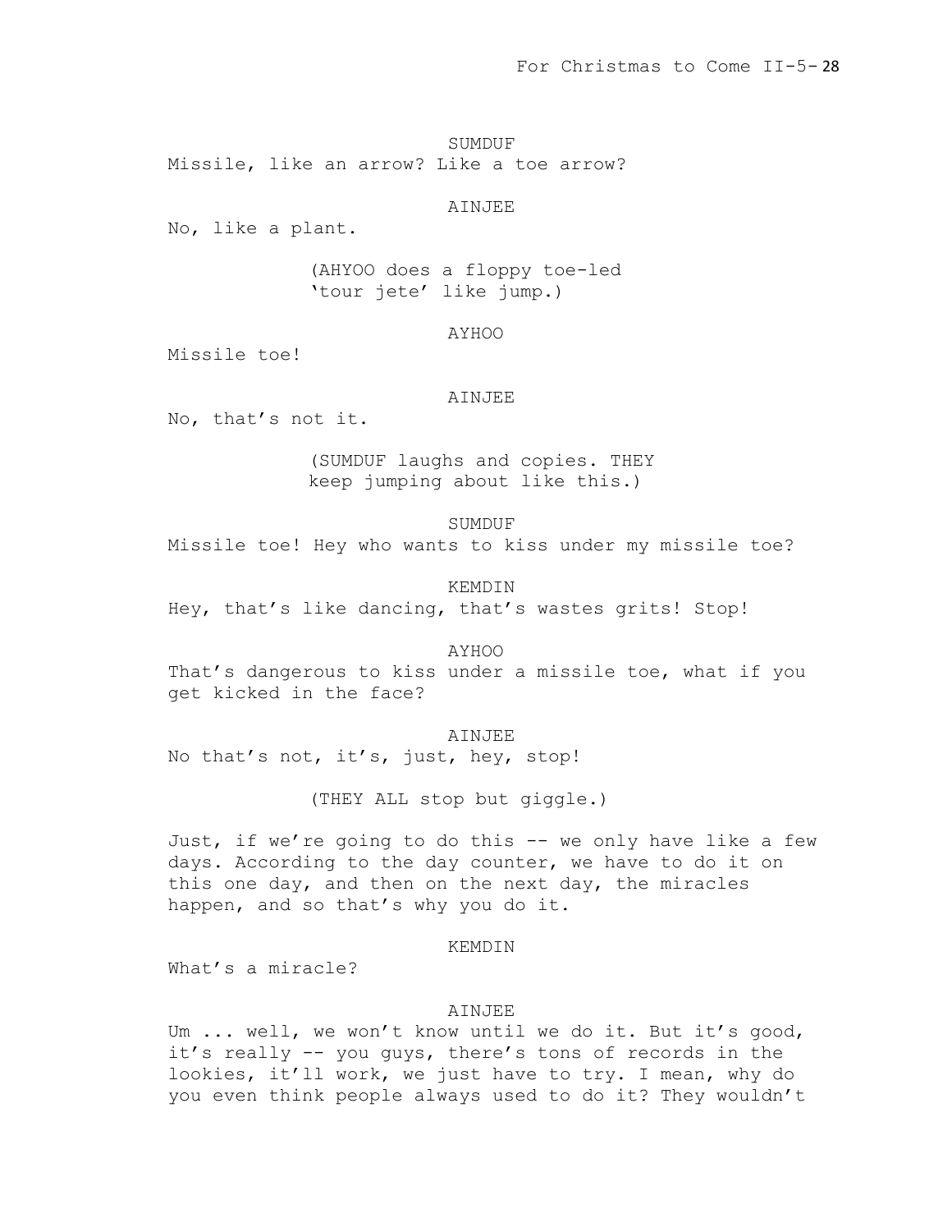SUMDUF

Missile, like an arrow? Like a toe arrow?

AINJEE

No, like a plant.

(AHYOO does a floppy toe-led 'tour jete' like jump.)

AYHOO

Missile toe!

AINJEE

No, that's not it.

(SUMDUF laughs and copies. THEY keep jumping about like this.)

SUMDUF

Missile toe! Hey who wants to kiss under my missile toe?

KEMDIN

Hey, that's like dancing, that's wastes grits! Stop!

AYHOO

That's dangerous to kiss under a missile toe, what if you get kicked in the face?

AINJEE

No that's not, it's, just, hey, stop!

(THEY ALL stop but giggle.)

Just, if we're going to do this -- we only have like a few days. According to the day counter, we have to do it on this one day, and then on the next day, the miracles happen, and so that's why you do it.

KEMDIN

What's a miracle?

AINJEE

Um ... well, we won't know until we do it. But it's good, it's really -- you guys, there's tons of records in the lookies, it'll work, we just have to try. I mean, why do you even think people always used to do it? They wouldn't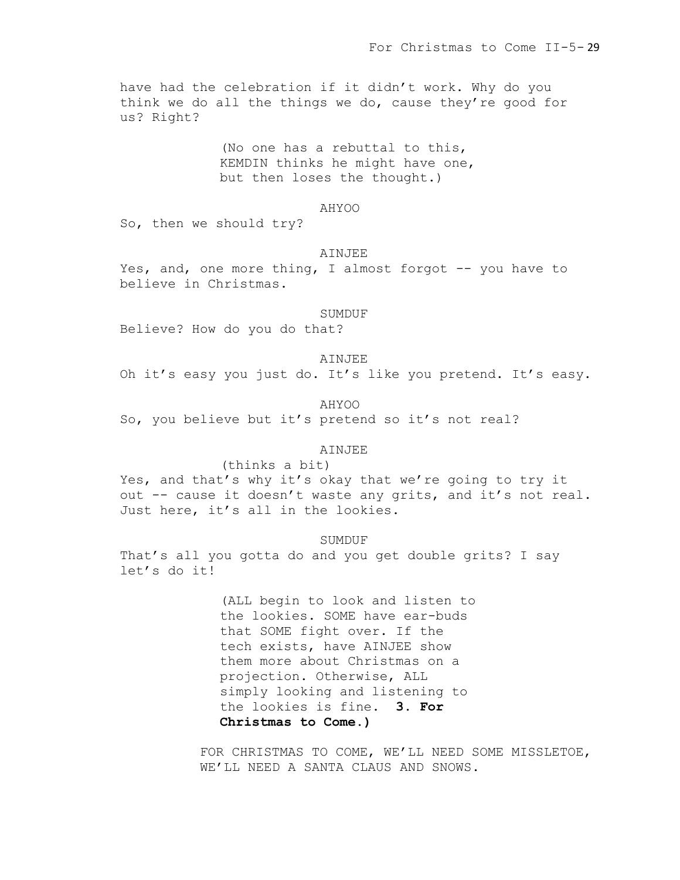have had the celebration if it didn't work. Why do you think we do all the things we do, cause they're good for us? Right?

(No one has a rebuttal to this, KEMDIN thinks he might have one, but then loses the thought.)

AHYOO

So, then we should try?

AINJEE

Yes, and, one more thing, I almost forgot -- you have to believe in Christmas.

SUMDUF

Believe? How do you do that?

AINJEE

Oh it's easy you just do. It's like you pretend. It's easy.

AHYOO

So, you believe but it's pretend so it's not real?

AINJEE

(thinks a bit)

Yes, and that's why it's okay that we're going to try it out -- cause it doesn't waste any grits, and it's not real. Just here, it's all in the lookies.

SUMDUF

That's all you gotta do and you get double grits? I say let's do it!

(ALL begin to look and listen to the lookies. SOME have ear-buds that SOME fight over. If the tech exists, have AINJEE show them more about Christmas on a projection. Otherwise, ALL simply looking and listening to the lookies is fine. **3. For Christmas to Come.)**

FOR CHRISTMAS TO COME, WE'LL NEED SOME MISSLETOE,
WE'LL NEED A SANTA CLAUS AND SNOWS.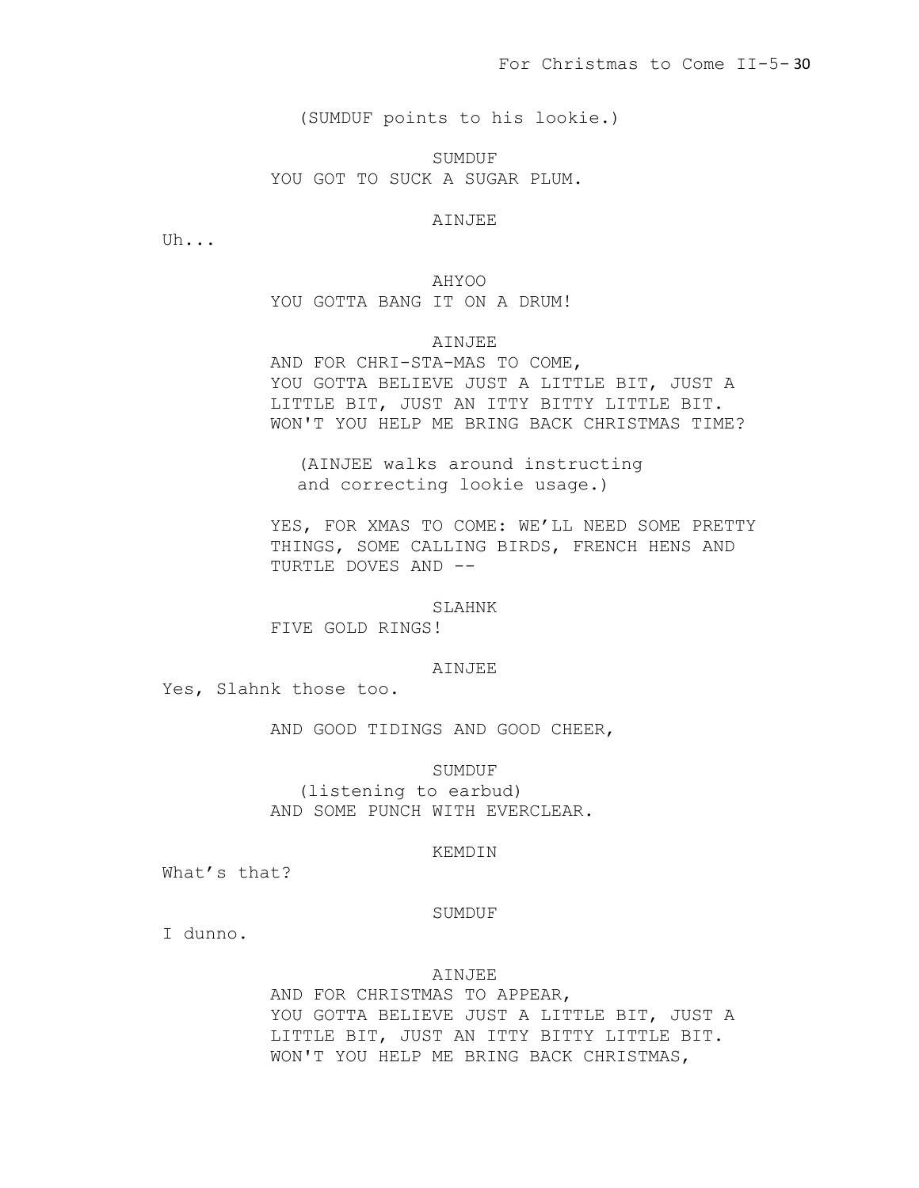(SUMDUF points to his lookie.)

SUMDUF

YOU GOT TO SUCK A SUGAR PLUM.

AINJEE

Uh...

AHYOO

YOU GOTTA BANG IT ON A DRUM!

AINJEE

AND FOR CHRI-STA-MAS TO COME,
YOU GOTTA BELIEVE JUST A LITTLE BIT, JUST A LITTLE BIT, JUST AN ITTY BITTY LITTLE BIT.
WON'T YOU HELP ME BRING BACK CHRISTMAS TIME?

(AINJEE walks around instructing and correcting lookie usage.)

YES, FOR XMAS TO COME: WE'LL NEED SOME PRETTY THINGS, SOME CALLING BIRDS, FRENCH HENS AND TURTLE DOVES AND --

SLAHNK

FIVE GOLD RINGS!

AINJEE

Yes, Slahnk those too.

AND GOOD TIDINGS AND GOOD CHEER,

SUMDUF

(listening to earbud)

AND SOME PUNCH WITH EVERCLEAR.

KEMDIN

What's that?

SUMDUF

I dunno.

AINJEE

AND FOR CHRISTMAS TO APPEAR,
YOU GOTTA BELIEVE JUST A LITTLE BIT, JUST A LITTLE BIT, JUST AN ITTY BITTY LITTLE BIT.
WON'T YOU HELP ME BRING BACK CHRISTMAS,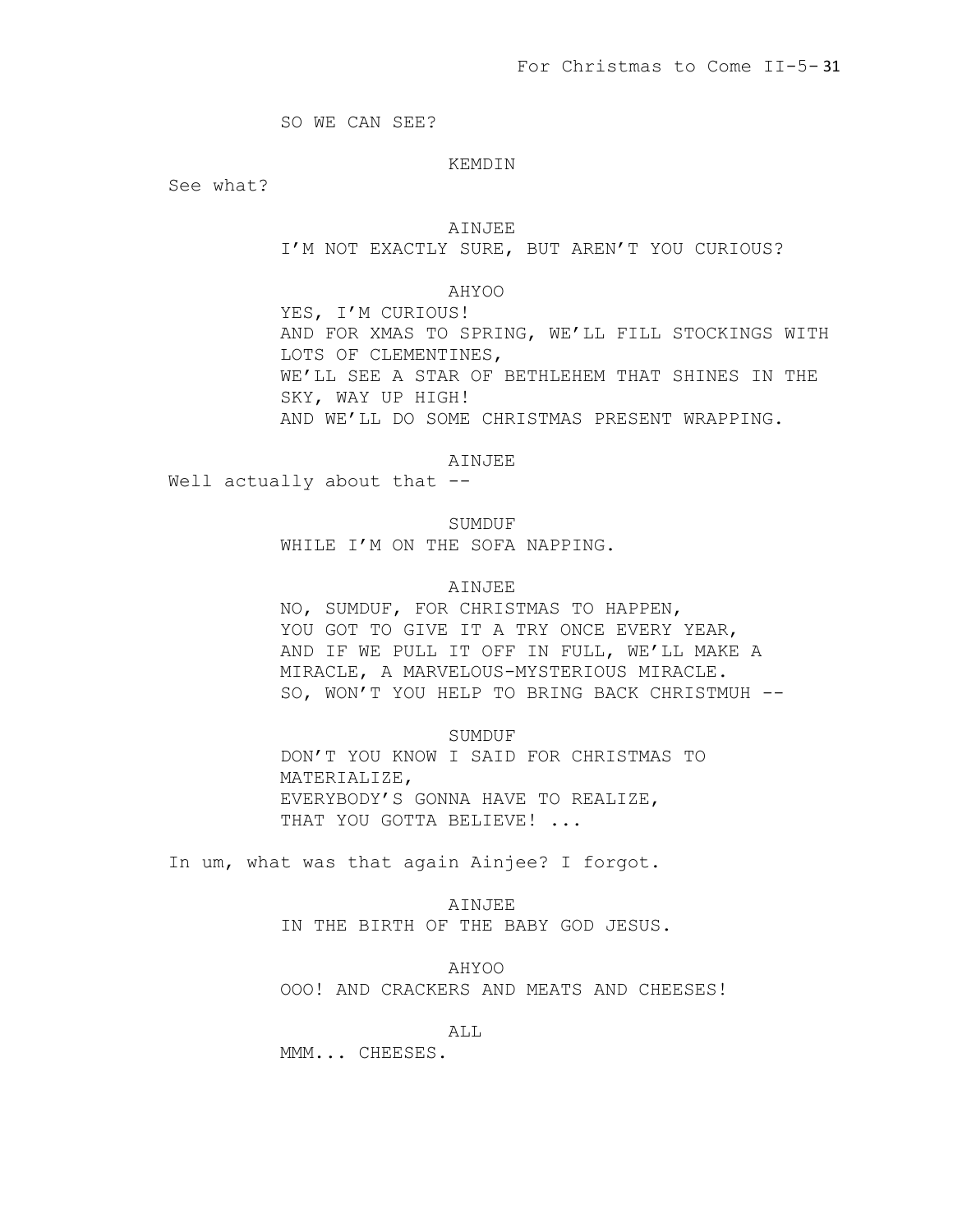SO WE CAN SEE?

KEMDIN

See what?

AINJEE

I'M NOT EXACTLY SURE, BUT AREN'T YOU CURIOUS?

AHYOO

YES, I'M CURIOUS!
AND FOR XMAS TO SPRING, WE'LL FILL STOCKINGS WITH LOTS OF CLEMENTINES,
WE'LL SEE A STAR OF BETHLEHEM THAT SHINES IN THE SKY, WAY UP HIGH!
AND WE'LL DO SOME CHRISTMAS PRESENT WRAPPING.

AINJEE

Well actually about that --

SUMDUF

WHILE I'M ON THE SOFA NAPPING.

AINJEE

NO, SUMDUF, FOR CHRISTMAS TO HAPPEN,
YOU GOT TO GIVE IT A TRY ONCE EVERY YEAR,
AND IF WE PULL IT OFF IN FULL, WE'LL MAKE A MIRACLE, A MARVELOUS-MYSTERIOUS MIRACLE.
SO, WON'T YOU HELP TO BRING BACK CHRISTMUH --

SUMDUF

DON'T YOU KNOW I SAID FOR CHRISTMAS TO MATERIALIZE,
EVERYBODY'S GONNA HAVE TO REALIZE,
THAT YOU GOTTA BELIEVE! ...

In um, what was that again Ainjee? I forgot.

AINJEE

IN THE BIRTH OF THE BABY GOD JESUS.

AHYOO

OOO! AND CRACKERS AND MEATS AND CHEESES!

ALL

MMM... CHEESES.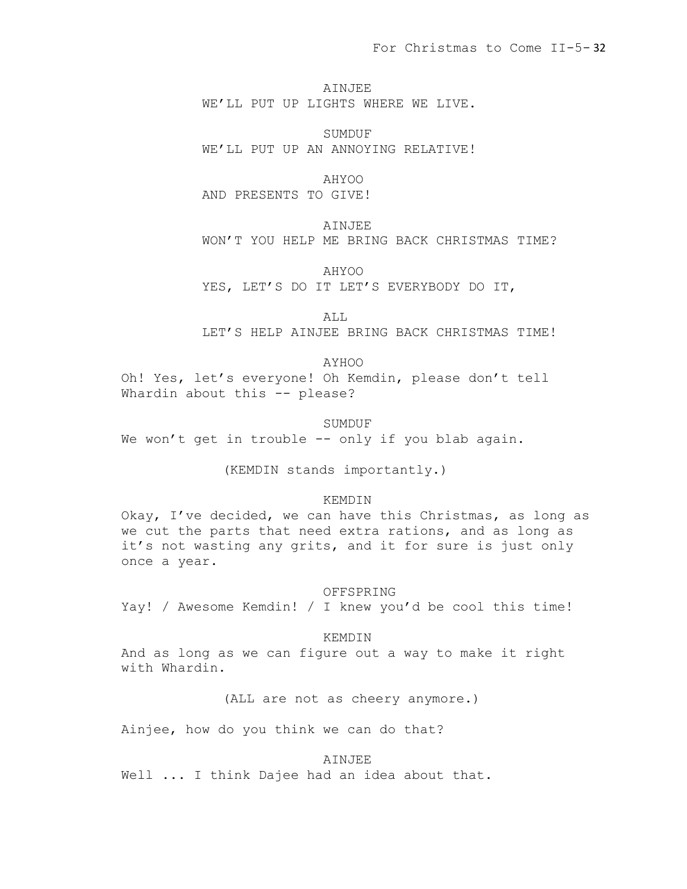AINJEE
WE'LL PUT UP LIGHTS WHERE WE LIVE.

SUMDUF
WE'LL PUT UP AN ANNOYING RELATIVE!

AHYOO
AND PRESENTS TO GIVE!

AINJEE
WON'T YOU HELP ME BRING BACK CHRISTMAS TIME?

AHYOO
YES, LET'S DO IT LET'S EVERYBODY DO IT,

ALL
LET'S HELP AINJEE BRING BACK CHRISTMAS TIME!

AYHOO
Oh! Yes, let's everyone! Oh Kemdin, please don't tell Whardin about this -- please?

SUMDUF
We won't get in trouble -- only if you blab again.

(KEMDIN stands importantly.)

KEMDIN
Okay, I've decided, we can have this Christmas, as long as we cut the parts that need extra rations, and as long as it's not wasting any grits, and it for sure is just only once a year.

OFFSPRING
Yay! / Awesome Kemdin! / I knew you'd be cool this time!

KEMDIN
And as long as we can figure out a way to make it right with Whardin.

(ALL are not as cheery anymore.)

Ainjee, how do you think we can do that?

AINJEE
Well ... I think Dajee had an idea about that.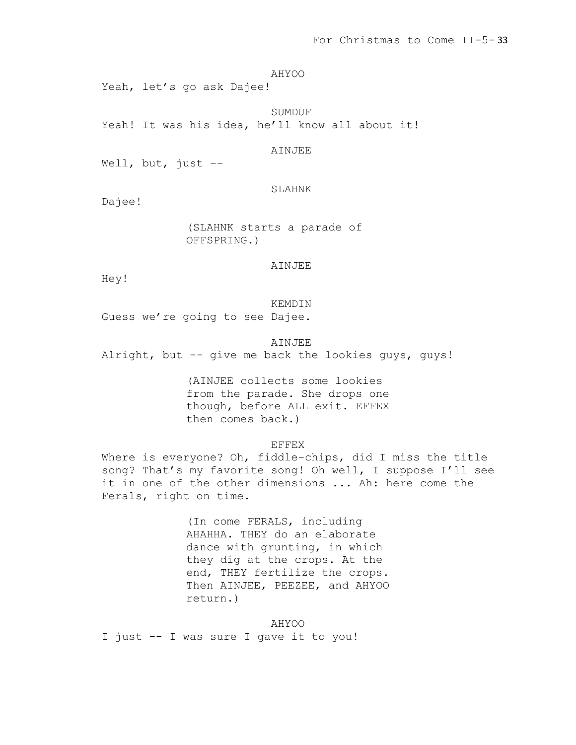AHYOO

Yeah, let's go ask Dajee!

SUMDUF

Yeah! It was his idea, he'll know all about it!

AINJEE

Well, but, just --

SLAHNK

Dajee!

(SLAHNK starts a parade of OFFSPRING.)

AINJEE

Hey!

KEMDIN

Guess we're going to see Dajee.

AINJEE

Alright, but -- give me back the lookies guys, guys!

(AINJEE collects some lookies from the parade. She drops one though, before ALL exit. EFFEX then comes back.)

EFFEX

Where is everyone? Oh, fiddle-chips, did I miss the title song? That's my favorite song! Oh well, I suppose I'll see it in one of the other dimensions ... Ah: here come the Ferals, right on time.

(In come FERALS, including AHAHHA. THEY do an elaborate dance with grunting, in which they dig at the crops. At the end, THEY fertilize the crops. Then AINJEE, PEEZEE, and AHYOO return.)

AHYOO

I just -- I was sure I gave it to you!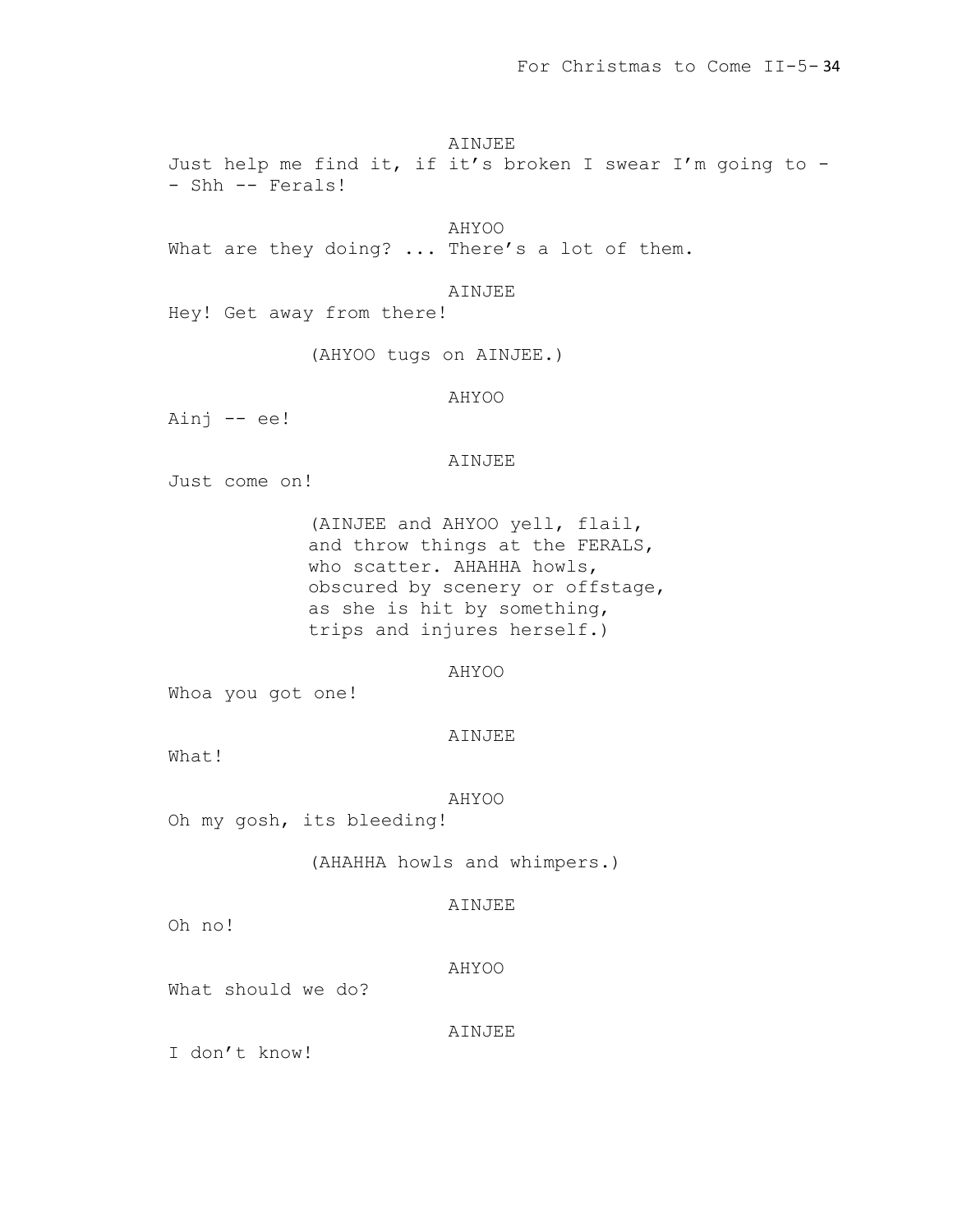AINJEE

Just help me find it, if it's broken I swear I'm going to -- Shh -- Ferals!

AHYOO

What are they doing? ... There's a lot of them.

AINJEE

Hey! Get away from there!

(AHYOO tugs on AINJEE.)

AHYOO

Ainj -- ee!

AINJEE

Just come on!

(AINJEE and AHYOO yell, flail, and throw things at the FERALS, who scatter. AHAHHA howls, obscured by scenery or offstage, as she is hit by something, trips and injures herself.)

AHYOO

Whoa you got one!

AINJEE

What!

AHYOO

Oh my gosh, its bleeding!

(AHAHHA howls and whimpers.)

AINJEE

Oh no!

AHYOO

What should we do?

AINJEE

I don't know!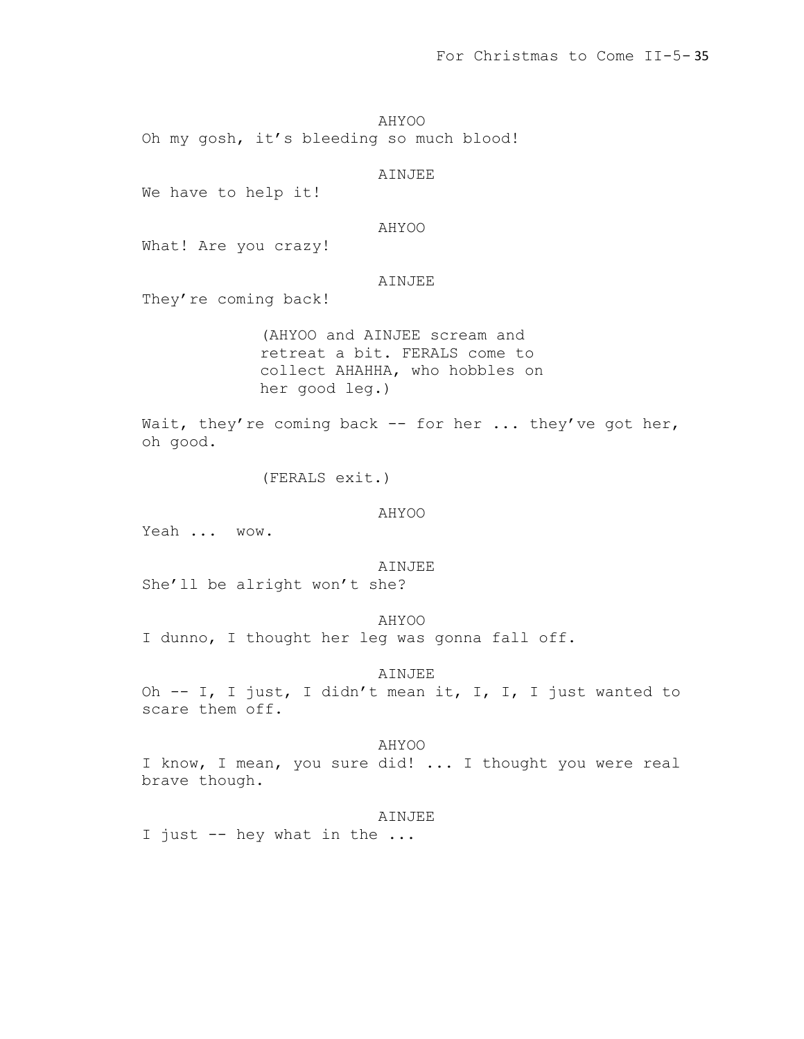AHYOO

Oh my gosh, it's bleeding so much blood!

AINJEE

We have to help it!

AHYOO

What! Are you crazy!

AINJEE

They're coming back!

(AHYOO and AINJEE scream and retreat a bit. FERALS come to collect AHAHHA, who hobbles on her good leg.)

Wait, they're coming back -- for her ... they've got her, oh good.

(FERALS exit.)

AHYOO

Yeah ... wow.

AINJEE

She'll be alright won't she?

AHYOO

I dunno, I thought her leg was gonna fall off.

AINJEE

Oh -- I, I just, I didn't mean it, I, I, I just wanted to scare them off.

AHYOO

I know, I mean, you sure did! ... I thought you were real brave though.

AINJEE

I just -- hey what in the ...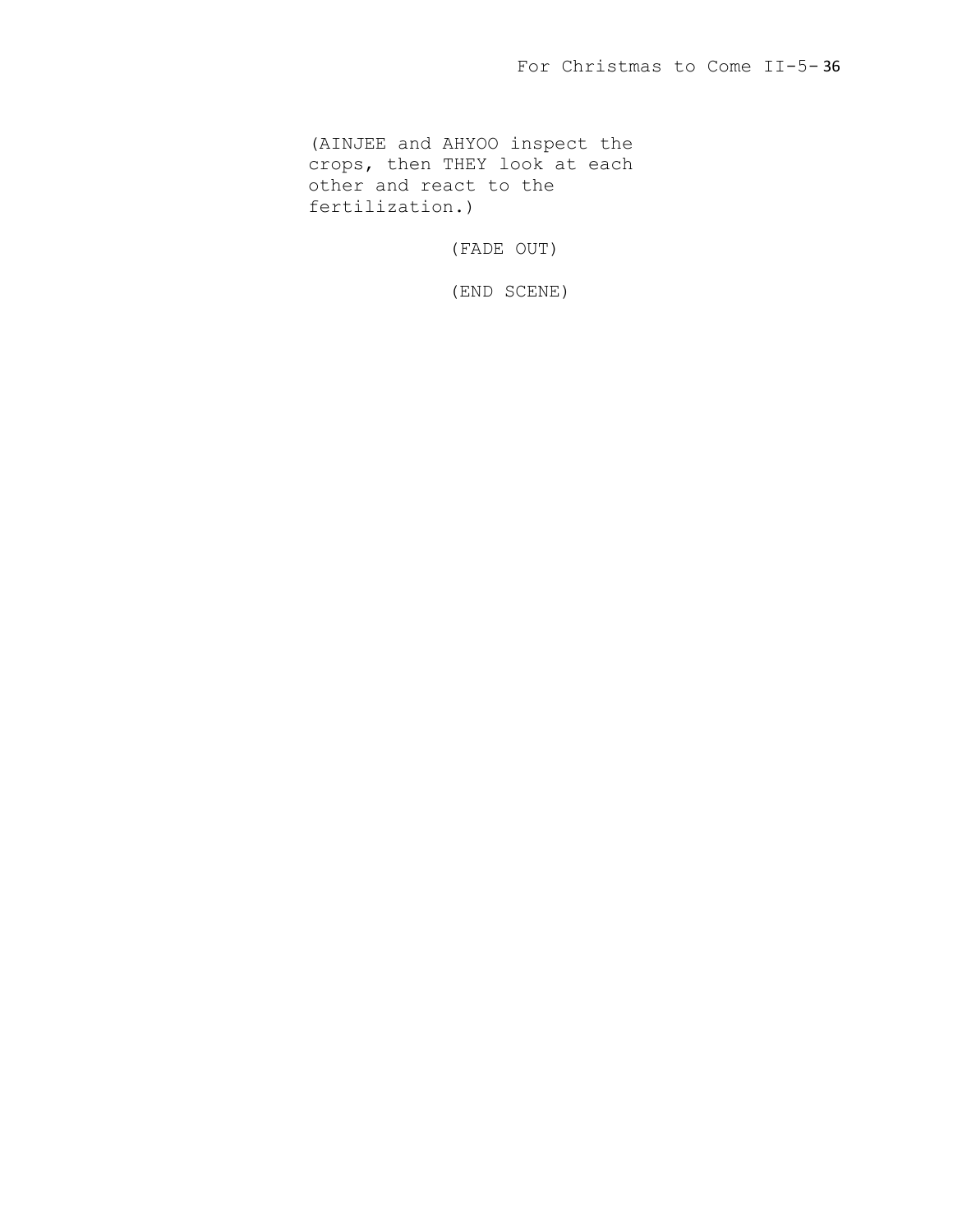(AINJEE and AHYOO inspect the crops, then THEY look at each other and react to the fertilization.)

(FADE OUT)

(END SCENE)